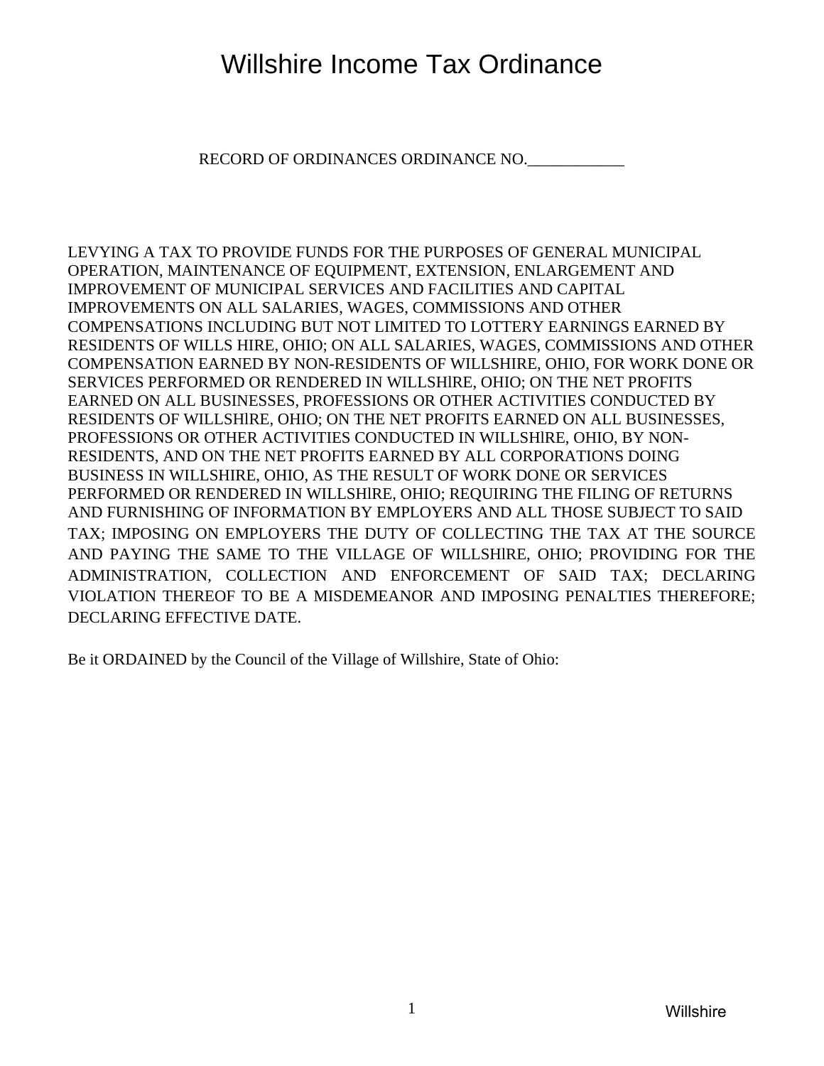# Willshire Income Tax Ordinance

RECORD OF ORDINANCES ORDINANCE NO.____________

LEVYING A TAX TO PROVIDE FUNDS FOR THE PURPOSES OF GENERAL MUNICIPAL OPERATION, MAINTENANCE OF EQUIPMENT, EXTENSION, ENLARGEMENT AND IMPROVEMENT OF MUNICIPAL SERVICES AND FACILITIES AND CAPITAL IMPROVEMENTS ON ALL SALARIES, WAGES, COMMISSIONS AND OTHER COMPENSATIONS INCLUDING BUT NOT LIMITED TO LOTTERY EARNINGS EARNED BY RESIDENTS OF WILLS HIRE, OHIO; ON ALL SALARIES, WAGES, COMMISSIONS AND OTHER COMPENSATION EARNED BY NON-RESIDENTS OF WILLSHIRE, OHIO, FOR WORK DONE OR SERVICES PERFORMED OR RENDERED IN WILLSHlRE, OHIO; ON THE NET PROFITS EARNED ON ALL BUSINESSES, PROFESSIONS OR OTHER ACTIVITIES CONDUCTED BY RESIDENTS OF WILLSHlRE, OHIO; ON THE NET PROFITS EARNED ON ALL BUSINESSES, PROFESSIONS OR OTHER ACTIVITIES CONDUCTED IN WILLSHlRE, OHIO, BY NON-RESIDENTS, AND ON THE NET PROFITS EARNED BY ALL CORPORATIONS DOING BUSINESS IN WILLSHIRE, OHIO, AS THE RESULT OF WORK DONE OR SERVICES PERFORMED OR RENDERED IN WILLSHlRE, OHIO; REQUIRING THE FILING OF RETURNS AND FURNISHING OF INFORMATION BY EMPLOYERS AND ALL THOSE SUBJECT TO SAID TAX; IMPOSING ON EMPLOYERS THE DUTY OF COLLECTING THE TAX AT THE SOURCE AND PAYING THE SAME TO THE VILLAGE OF WILLSHlRE, OHIO; PROVIDING FOR THE ADMINISTRATION, COLLECTION AND ENFORCEMENT OF SAID TAX; DECLARING VIOLATION THEREOF TO BE A MISDEMEANOR AND IMPOSING PENALTIES THEREFORE; DECLARING EFFECTIVE DATE.

Be it ORDAINED by the Council of the Village of Willshire, State of Ohio: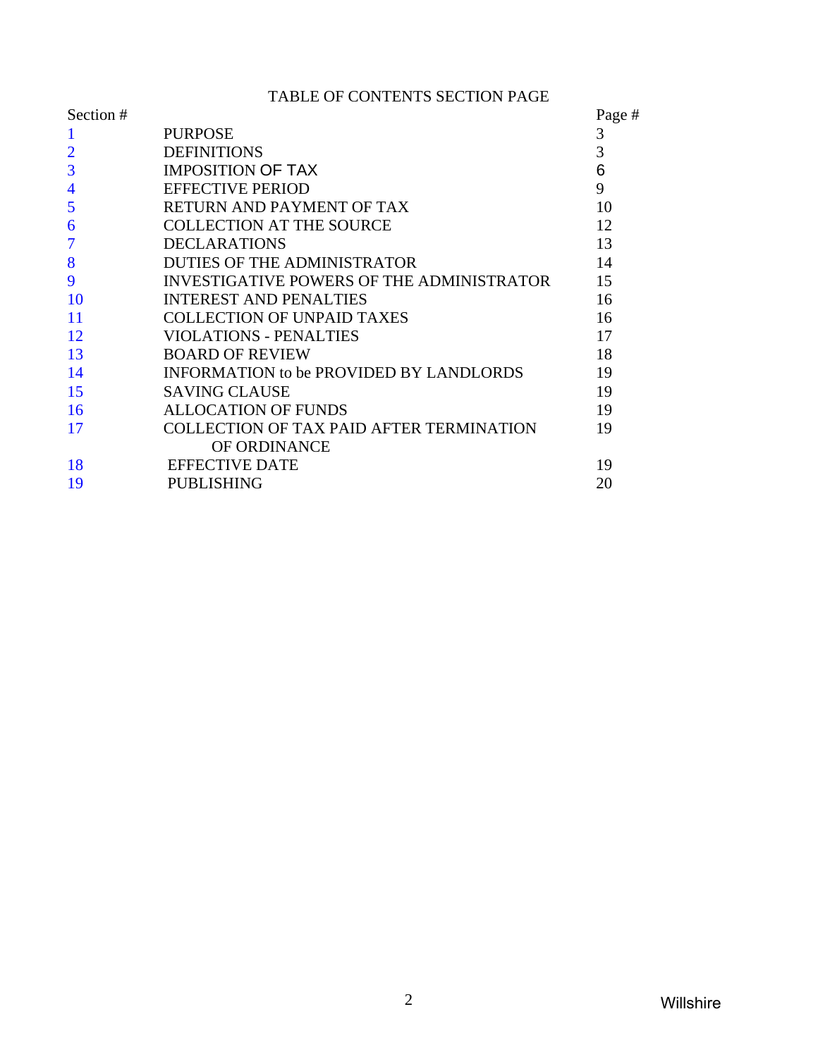# TABLE OF CONTENTS SECTION PAGE

| Section # | | Page # |
|---|---|---|
| 1 | PURPOSE | 3 |
| 2 | DEFINITIONS | 3 |
| 3 | IMPOSITION OF TAX | 6 |
| 4 | EFFECTIVE PERIOD | 9 |
| 5 | RETURN AND PAYMENT OF TAX | 10 |
| 6 | COLLECTION AT THE SOURCE | 12 |
| 7 | DECLARATIONS | 13 |
| 8 | DUTIES OF THE ADMINISTRATOR | 14 |
| 9 | INVESTIGATIVE POWERS OF THE ADMINISTRATOR | 15 |
| 10 | INTEREST AND PENALTIES | 16 |
| 11 | COLLECTION OF UNPAID TAXES | 16 |
| 12 | VIOLATIONS - PENALTIES | 17 |
| 13 | BOARD OF REVIEW | 18 |
| 14 | INFORMATION to be PROVIDED BY LANDLORDS | 19 |
| 15 | SAVING CLAUSE | 19 |
| 16 | ALLOCATION OF FUNDS | 19 |
| 17 | COLLECTION OF TAX PAID AFTER TERMINATION OF ORDINANCE | 19 |
| 18 | EFFECTIVE DATE | 19 |
| 19 | PUBLISHING | 20 |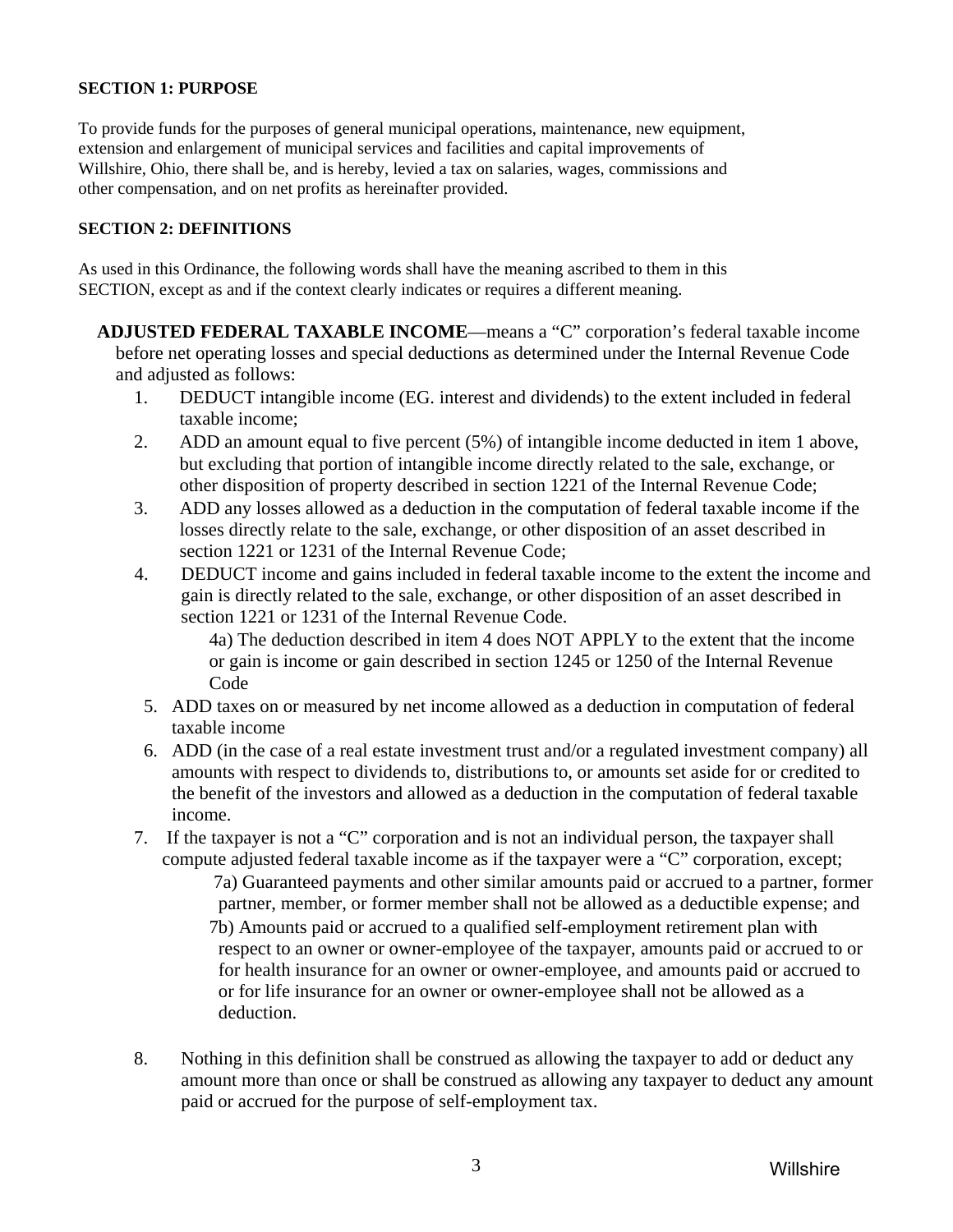**SECTION 1: PURPOSE**

To provide funds for the purposes of general municipal operations, maintenance, new equipment, extension and enlargement of municipal services and facilities and capital improvements of Willshire, Ohio, there shall be, and is hereby, levied a tax on salaries, wages, commissions and other compensation, and on net profits as hereinafter provided.

**SECTION 2: DEFINITIONS**

As used in this Ordinance, the following words shall have the meaning ascribed to them in this SECTION, except as and if the context clearly indicates or requires a different meaning.

**ADJUSTED FEDERAL TAXABLE INCOME**—means a "C" corporation's federal taxable income before net operating losses and special deductions as determined under the Internal Revenue Code and adjusted as follows:

1. DEDUCT intangible income (EG. interest and dividends) to the extent included in federal taxable income;
2. ADD an amount equal to five percent (5%) of intangible income deducted in item 1 above, but excluding that portion of intangible income directly related to the sale, exchange, or other disposition of property described in section 1221 of the Internal Revenue Code;
3. ADD any losses allowed as a deduction in the computation of federal taxable income if the losses directly relate to the sale, exchange, or other disposition of an asset described in section 1221 or 1231 of the Internal Revenue Code;
4. DEDUCT income and gains included in federal taxable income to the extent the income and gain is directly related to the sale, exchange, or other disposition of an asset described in section 1221 or 1231 of the Internal Revenue Code.
   - 4a) The deduction described in item 4 does NOT APPLY to the extent that the income or gain is income or gain described in section 1245 or 1250 of the Internal Revenue Code
5. ADD taxes on or measured by net income allowed as a deduction in computation of federal taxable income
6. ADD (in the case of a real estate investment trust and/or a regulated investment company) all amounts with respect to dividends to, distributions to, or amounts set aside for or credited to the benefit of the investors and allowed as a deduction in the computation of federal taxable income.
7. If the taxpayer is not a "C" corporation and is not an individual person, the taxpayer shall compute adjusted federal taxable income as if the taxpayer were a "C" corporation, except;
   - 7a) Guaranteed payments and other similar amounts paid or accrued to a partner, former partner, member, or former member shall not be allowed as a deductible expense; and
   - 7b) Amounts paid or accrued to a qualified self-employment retirement plan with respect to an owner or owner-employee of the taxpayer, amounts paid or accrued to or for health insurance for an owner or owner-employee, and amounts paid or accrued to or for life insurance for an owner or owner-employee shall not be allowed as a deduction.
8. Nothing in this definition shall be construed as allowing the taxpayer to add or deduct any amount more than once or shall be construed as allowing any taxpayer to deduct any amount paid or accrued for the purpose of self-employment tax.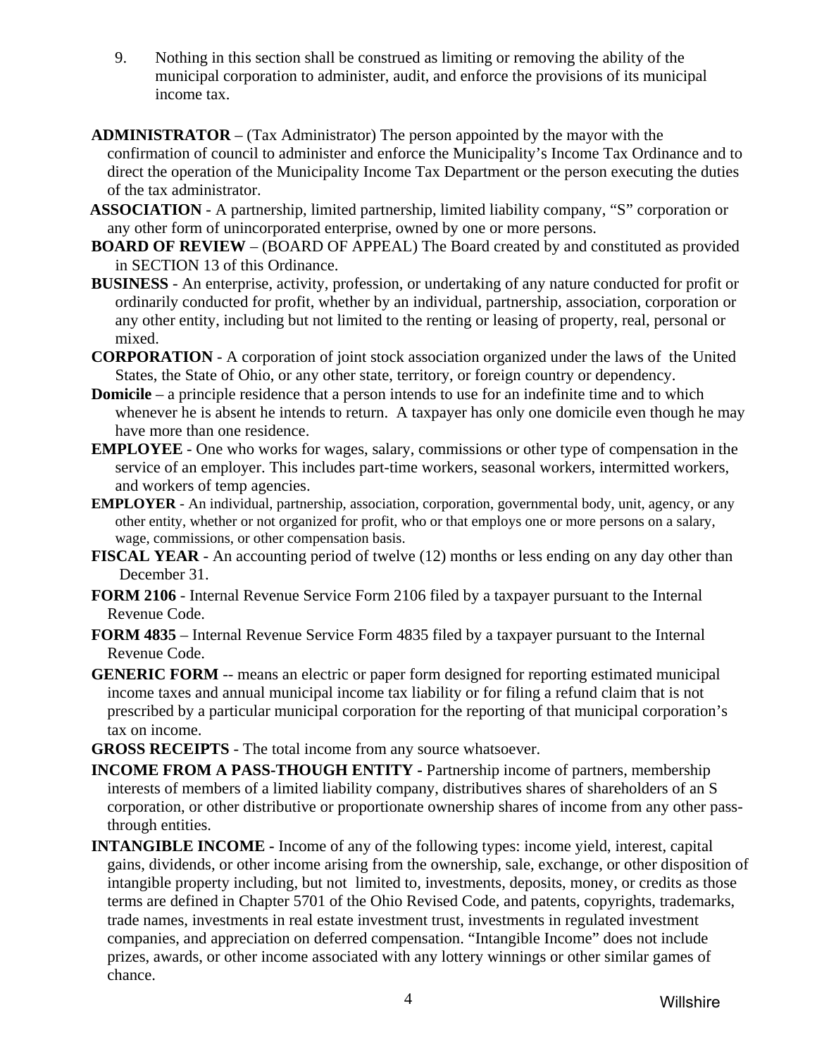9. Nothing in this section shall be construed as limiting or removing the ability of the municipal corporation to administer, audit, and enforce the provisions of its municipal income tax.

**ADMINISTRATOR** – (Tax Administrator) The person appointed by the mayor with the confirmation of council to administer and enforce the Municipality's Income Tax Ordinance and to direct the operation of the Municipality Income Tax Department or the person executing the duties of the tax administrator.

**ASSOCIATION** - A partnership, limited partnership, limited liability company, "S" corporation or any other form of unincorporated enterprise, owned by one or more persons.

**BOARD OF REVIEW** – (BOARD OF APPEAL) The Board created by and constituted as provided in SECTION 13 of this Ordinance.

**BUSINESS** - An enterprise, activity, profession, or undertaking of any nature conducted for profit or ordinarily conducted for profit, whether by an individual, partnership, association, corporation or any other entity, including but not limited to the renting or leasing of property, real, personal or mixed.

**CORPORATION** - A corporation of joint stock association organized under the laws of the United States, the State of Ohio, or any other state, territory, or foreign country or dependency.

**Domicile** – a principle residence that a person intends to use for an indefinite time and to which whenever he is absent he intends to return. A taxpayer has only one domicile even though he may have more than one residence.

**EMPLOYEE** - One who works for wages, salary, commissions or other type of compensation in the service of an employer. This includes part-time workers, seasonal workers, intermitted workers, and workers of temp agencies.

**EMPLOYER** - An individual, partnership, association, corporation, governmental body, unit, agency, or any other entity, whether or not organized for profit, who or that employs one or more persons on a salary, wage, commissions, or other compensation basis.

**FISCAL YEAR** - An accounting period of twelve (12) months or less ending on any day other than December 31.

**FORM 2106** - Internal Revenue Service Form 2106 filed by a taxpayer pursuant to the Internal Revenue Code.

**FORM 4835** – Internal Revenue Service Form 4835 filed by a taxpayer pursuant to the Internal Revenue Code.

**GENERIC FORM** -- means an electric or paper form designed for reporting estimated municipal income taxes and annual municipal income tax liability or for filing a refund claim that is not prescribed by a particular municipal corporation for the reporting of that municipal corporation's tax on income.

**GROSS RECEIPTS** - The total income from any source whatsoever.

**INCOME FROM A PASS-THOUGH ENTITY -** Partnership income of partners, membership interests of members of a limited liability company, distributives shares of shareholders of an S corporation, or other distributive or proportionate ownership shares of income from any other pass-through entities.

**INTANGIBLE INCOME -** Income of any of the following types: income yield, interest, capital gains, dividends, or other income arising from the ownership, sale, exchange, or other disposition of intangible property including, but not limited to, investments, deposits, money, or credits as those terms are defined in Chapter 5701 of the Ohio Revised Code, and patents, copyrights, trademarks, trade names, investments in real estate investment trust, investments in regulated investment companies, and appreciation on deferred compensation. "Intangible Income" does not include prizes, awards, or other income associated with any lottery winnings or other similar games of chance.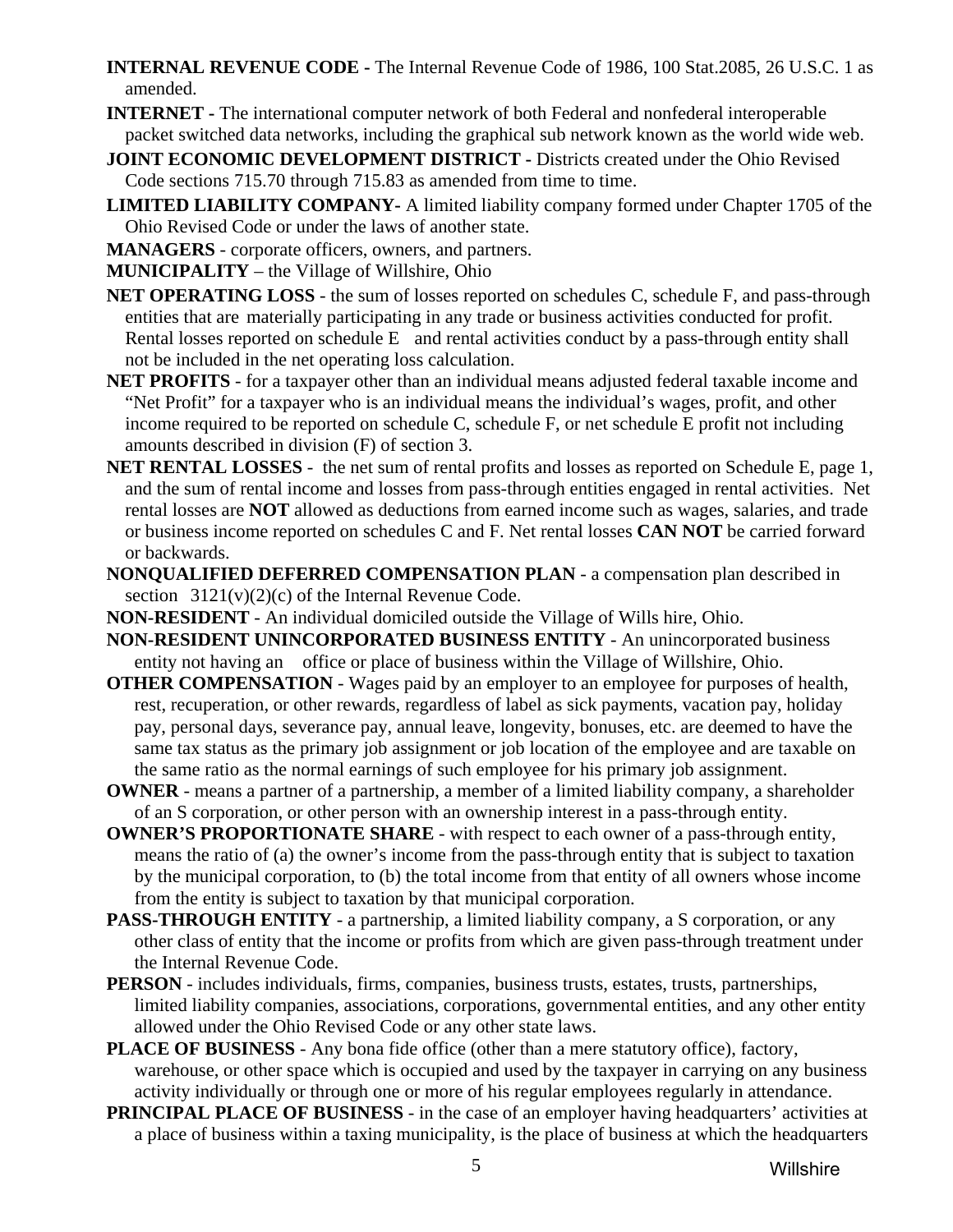**INTERNAL REVENUE CODE -** The Internal Revenue Code of 1986, 100 Stat.2085, 26 U.S.C. 1 as amended.

**INTERNET -** The international computer network of both Federal and nonfederal interoperable packet switched data networks, including the graphical sub network known as the world wide web.

**JOINT ECONOMIC DEVELOPMENT DISTRICT -** Districts created under the Ohio Revised Code sections 715.70 through 715.83 as amended from time to time.

**LIMITED LIABILITY COMPANY-** A limited liability company formed under Chapter 1705 of the Ohio Revised Code or under the laws of another state.

**MANAGERS** - corporate officers, owners, and partners.

**MUNICIPALITY** – the Village of Willshire, Ohio

**NET OPERATING LOSS** - the sum of losses reported on schedules C, schedule F, and pass-through entities that are materially participating in any trade or business activities conducted for profit. Rental losses reported on schedule E and rental activities conduct by a pass-through entity shall not be included in the net operating loss calculation.

**NET PROFITS** - for a taxpayer other than an individual means adjusted federal taxable income and "Net Profit" for a taxpayer who is an individual means the individual's wages, profit, and other income required to be reported on schedule C, schedule F, or net schedule E profit not including amounts described in division (F) of section 3.

**NET RENTAL LOSSES** - the net sum of rental profits and losses as reported on Schedule E, page 1, and the sum of rental income and losses from pass-through entities engaged in rental activities. Net rental losses are **NOT** allowed as deductions from earned income such as wages, salaries, and trade or business income reported on schedules C and F. Net rental losses **CAN NOT** be carried forward or backwards.

**NONQUALIFIED DEFERRED COMPENSATION PLAN** - a compensation plan described in section 3121(v)(2)(c) of the Internal Revenue Code.

**NON-RESIDENT** - An individual domiciled outside the Village of Wills hire, Ohio.

**NON-RESIDENT UNINCORPORATED BUSINESS ENTITY** - An unincorporated business entity not having an office or place of business within the Village of Willshire, Ohio.

**OTHER COMPENSATION** - Wages paid by an employer to an employee for purposes of health, rest, recuperation, or other rewards, regardless of label as sick payments, vacation pay, holiday pay, personal days, severance pay, annual leave, longevity, bonuses, etc. are deemed to have the same tax status as the primary job assignment or job location of the employee and are taxable on the same ratio as the normal earnings of such employee for his primary job assignment.

**OWNER** - means a partner of a partnership, a member of a limited liability company, a shareholder of an S corporation, or other person with an ownership interest in a pass-through entity.

**OWNER'S PROPORTIONATE SHARE** - with respect to each owner of a pass-through entity, means the ratio of (a) the owner's income from the pass-through entity that is subject to taxation by the municipal corporation, to (b) the total income from that entity of all owners whose income from the entity is subject to taxation by that municipal corporation.

**PASS-THROUGH ENTITY** - a partnership, a limited liability company, a S corporation, or any other class of entity that the income or profits from which are given pass-through treatment under the Internal Revenue Code.

**PERSON** - includes individuals, firms, companies, business trusts, estates, trusts, partnerships, limited liability companies, associations, corporations, governmental entities, and any other entity allowed under the Ohio Revised Code or any other state laws.

**PLACE OF BUSINESS** - Any bona fide office (other than a mere statutory office), factory, warehouse, or other space which is occupied and used by the taxpayer in carrying on any business activity individually or through one or more of his regular employees regularly in attendance.

**PRINCIPAL PLACE OF BUSINESS** - in the case of an employer having headquarters' activities at a place of business within a taxing municipality, is the place of business at which the headquarters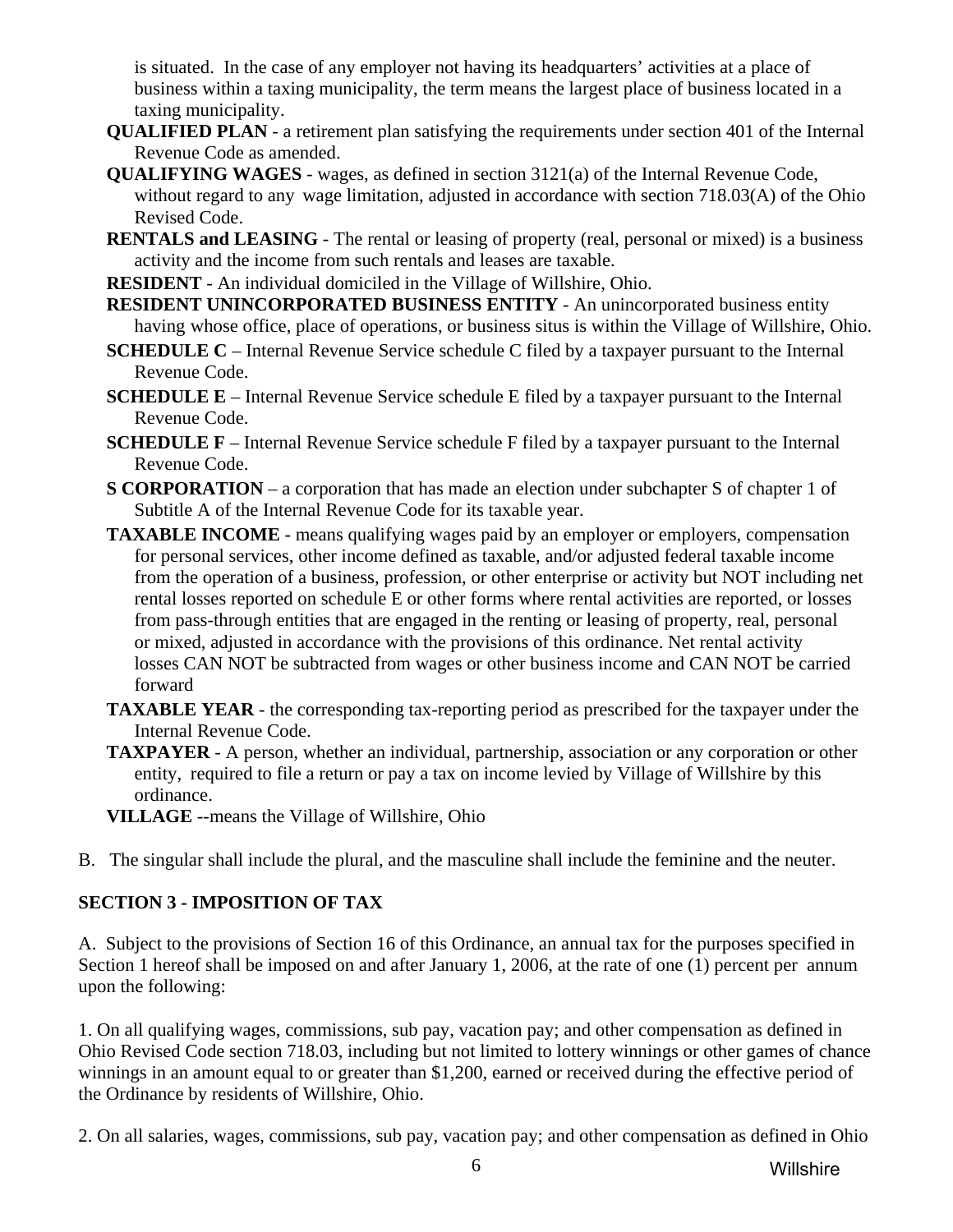is situated. In the case of any employer not having its headquarters' activities at a place of business within a taxing municipality, the term means the largest place of business located in a taxing municipality.

**QUALIFIED PLAN** - a retirement plan satisfying the requirements under section 401 of the Internal Revenue Code as amended.

**QUALIFYING WAGES** - wages, as defined in section 3121(a) of the Internal Revenue Code, without regard to any wage limitation, adjusted in accordance with section 718.03(A) of the Ohio Revised Code.

**RENTALS and LEASING** - The rental or leasing of property (real, personal or mixed) is a business activity and the income from such rentals and leases are taxable.

**RESIDENT** - An individual domiciled in the Village of Willshire, Ohio.

**RESIDENT UNINCORPORATED BUSINESS ENTITY** - An unincorporated business entity having whose office, place of operations, or business situs is within the Village of Willshire, Ohio.

**SCHEDULE C** – Internal Revenue Service schedule C filed by a taxpayer pursuant to the Internal Revenue Code.

**SCHEDULE E** – Internal Revenue Service schedule E filed by a taxpayer pursuant to the Internal Revenue Code.

**SCHEDULE F** – Internal Revenue Service schedule F filed by a taxpayer pursuant to the Internal Revenue Code.

**S CORPORATION** – a corporation that has made an election under subchapter S of chapter 1 of Subtitle A of the Internal Revenue Code for its taxable year.

**TAXABLE INCOME** - means qualifying wages paid by an employer or employers, compensation for personal services, other income defined as taxable, and/or adjusted federal taxable income from the operation of a business, profession, or other enterprise or activity but NOT including net rental losses reported on schedule E or other forms where rental activities are reported, or losses from pass-through entities that are engaged in the renting or leasing of property, real, personal or mixed, adjusted in accordance with the provisions of this ordinance. Net rental activity losses CAN NOT be subtracted from wages or other business income and CAN NOT be carried forward

**TAXABLE YEAR** - the corresponding tax-reporting period as prescribed for the taxpayer under the Internal Revenue Code.

**TAXPAYER** - A person, whether an individual, partnership, association or any corporation or other entity, required to file a return or pay a tax on income levied by Village of Willshire by this ordinance.

**VILLAGE** --means the Village of Willshire, Ohio

B. The singular shall include the plural, and the masculine shall include the feminine and the neuter.

## SECTION 3 - IMPOSITION OF TAX

A. Subject to the provisions of Section 16 of this Ordinance, an annual tax for the purposes specified in Section 1 hereof shall be imposed on and after January 1, 2006, at the rate of one (1) percent per annum upon the following:

1. On all qualifying wages, commissions, sub pay, vacation pay; and other compensation as defined in Ohio Revised Code section 718.03, including but not limited to lottery winnings or other games of chance winnings in an amount equal to or greater than $1,200, earned or received during the effective period of the Ordinance by residents of Willshire, Ohio.

2. On all salaries, wages, commissions, sub pay, vacation pay; and other compensation as defined in Ohio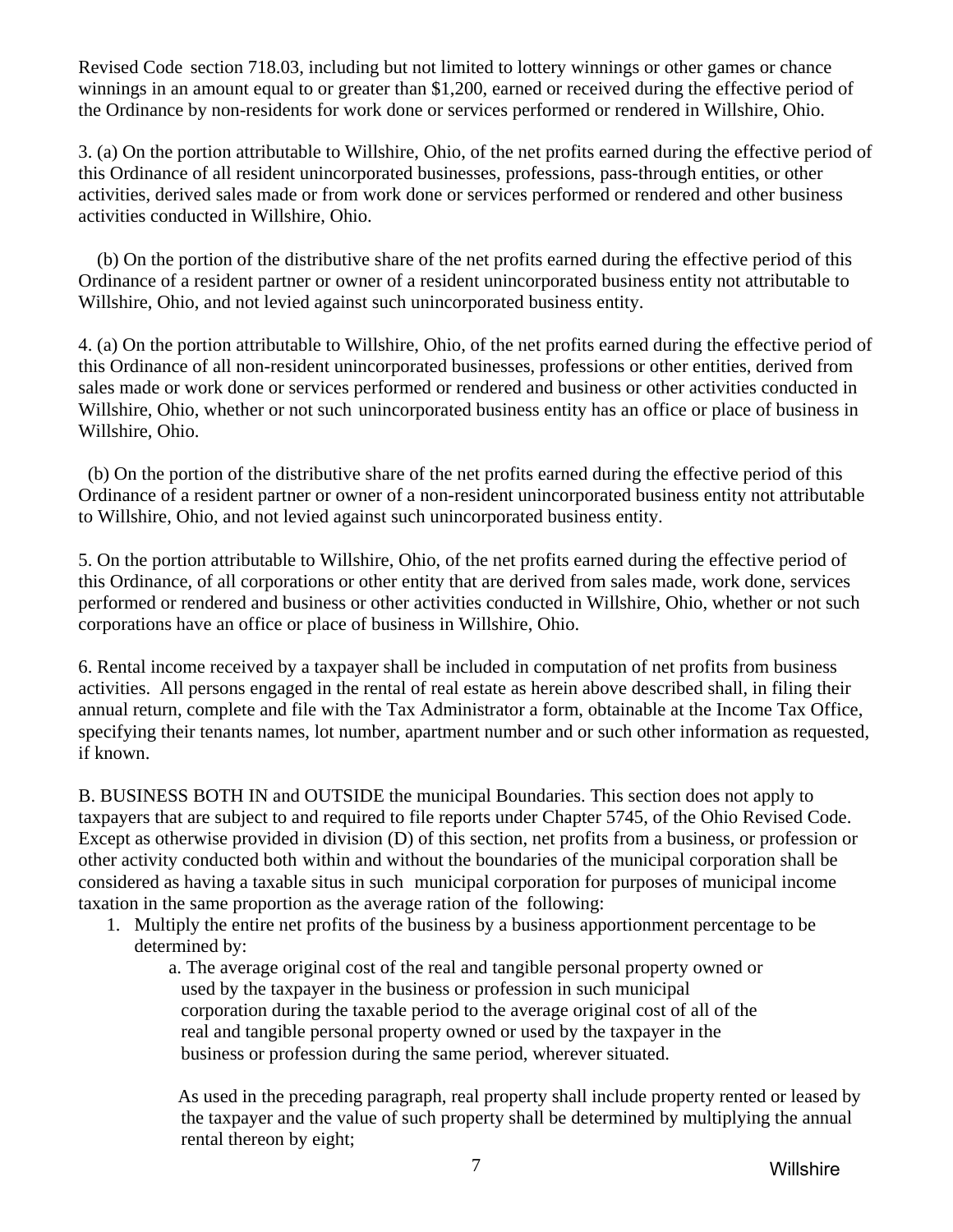Revised Code section 718.03, including but not limited to lottery winnings or other games or chance winnings in an amount equal to or greater than $1,200, earned or received during the effective period of the Ordinance by non-residents for work done or services performed or rendered in Willshire, Ohio.

3. (a) On the portion attributable to Willshire, Ohio, of the net profits earned during the effective period of this Ordinance of all resident unincorporated businesses, professions, pass-through entities, or other activities, derived sales made or from work done or services performed or rendered and other business activities conducted in Willshire, Ohio.

(b) On the portion of the distributive share of the net profits earned during the effective period of this Ordinance of a resident partner or owner of a resident unincorporated business entity not attributable to Willshire, Ohio, and not levied against such unincorporated business entity.

4. (a) On the portion attributable to Willshire, Ohio, of the net profits earned during the effective period of this Ordinance of all non-resident unincorporated businesses, professions or other entities, derived from sales made or work done or services performed or rendered and business or other activities conducted in Willshire, Ohio, whether or not such unincorporated business entity has an office or place of business in Willshire, Ohio.

(b) On the portion of the distributive share of the net profits earned during the effective period of this Ordinance of a resident partner or owner of a non-resident unincorporated business entity not attributable to Willshire, Ohio, and not levied against such unincorporated business entity.

5. On the portion attributable to Willshire, Ohio, of the net profits earned during the effective period of this Ordinance, of all corporations or other entity that are derived from sales made, work done, services performed or rendered and business or other activities conducted in Willshire, Ohio, whether or not such corporations have an office or place of business in Willshire, Ohio.

6. Rental income received by a taxpayer shall be included in computation of net profits from business activities. All persons engaged in the rental of real estate as herein above described shall, in filing their annual return, complete and file with the Tax Administrator a form, obtainable at the Income Tax Office, specifying their tenants names, lot number, apartment number and or such other information as requested, if known.

B. BUSINESS BOTH IN and OUTSIDE the municipal Boundaries. This section does not apply to taxpayers that are subject to and required to file reports under Chapter 5745, of the Ohio Revised Code. Except as otherwise provided in division (D) of this section, net profits from a business, or profession or other activity conducted both within and without the boundaries of the municipal corporation shall be considered as having a taxable situs in such municipal corporation for purposes of municipal income taxation in the same proportion as the average ration of the following:

1. Multiply the entire net profits of the business by a business apportionment percentage to be determined by:

   a. The average original cost of the real and tangible personal property owned or used by the taxpayer in the business or profession in such municipal corporation during the taxable period to the average original cost of all of the real and tangible personal property owned or used by the taxpayer in the business or profession during the same period, wherever situated.

   As used in the preceding paragraph, real property shall include property rented or leased by the taxpayer and the value of such property shall be determined by multiplying the annual rental thereon by eight;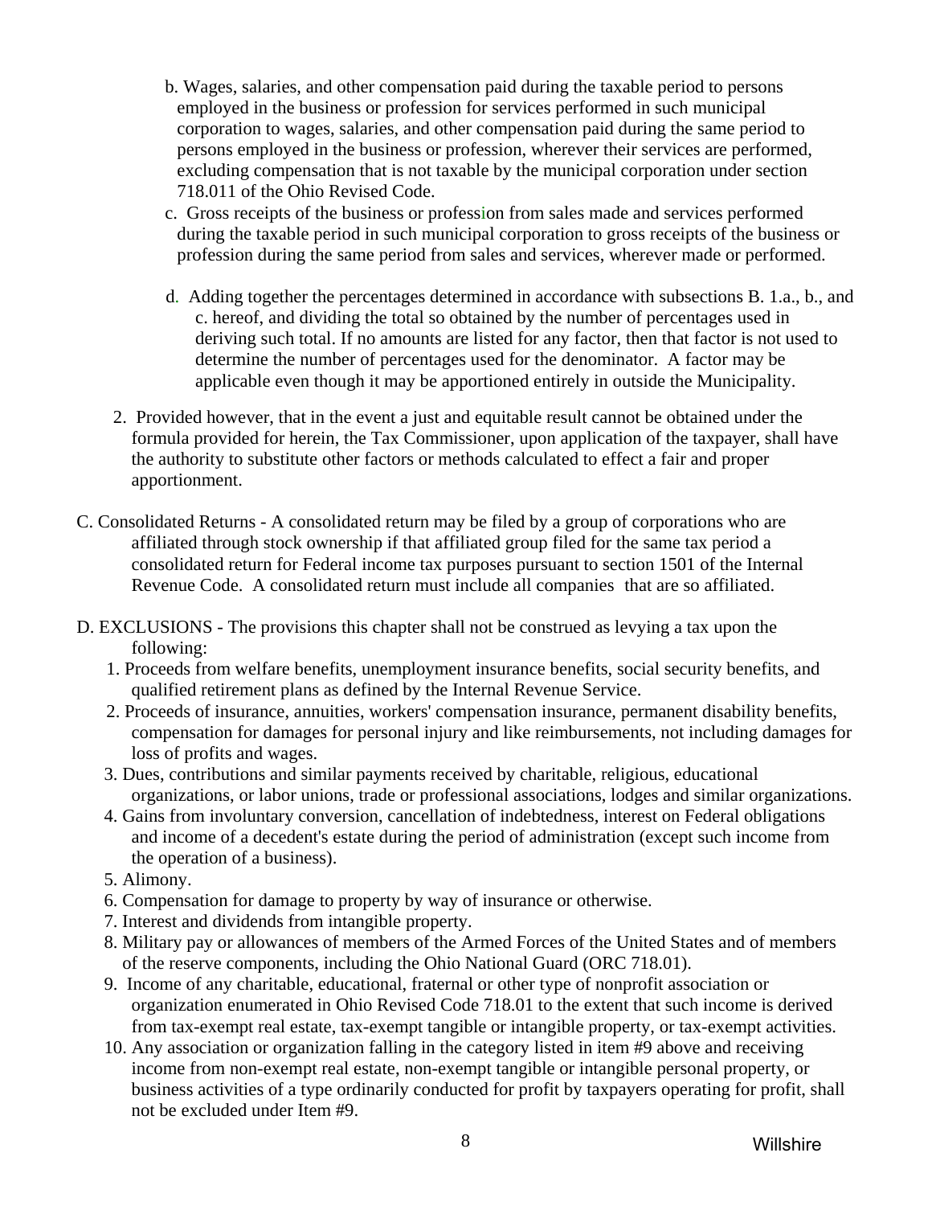b. Wages, salaries, and other compensation paid during the taxable period to persons employed in the business or profession for services performed in such municipal corporation to wages, salaries, and other compensation paid during the same period to persons employed in the business or profession, wherever their services are performed, excluding compensation that is not taxable by the municipal corporation under section 718.011 of the Ohio Revised Code.

c. Gross receipts of the business or profession from sales made and services performed during the taxable period in such municipal corporation to gross receipts of the business or profession during the same period from sales and services, wherever made or performed.

d. Adding together the percentages determined in accordance with subsections B. 1.a., b., and c. hereof, and dividing the total so obtained by the number of percentages used in deriving such total. If no amounts are listed for any factor, then that factor is not used to determine the number of percentages used for the denominator. A factor may be applicable even though it may be apportioned entirely in outside the Municipality.

2. Provided however, that in the event a just and equitable result cannot be obtained under the formula provided for herein, the Tax Commissioner, upon application of the taxpayer, shall have the authority to substitute other factors or methods calculated to effect a fair and proper apportionment.

C. Consolidated Returns - A consolidated return may be filed by a group of corporations who are affiliated through stock ownership if that affiliated group filed for the same tax period a consolidated return for Federal income tax purposes pursuant to section 1501 of the Internal Revenue Code. A consolidated return must include all companies that are so affiliated.

D. EXCLUSIONS - The provisions this chapter shall not be construed as levying a tax upon the following:

1. Proceeds from welfare benefits, unemployment insurance benefits, social security benefits, and qualified retirement plans as defined by the Internal Revenue Service.
2. Proceeds of insurance, annuities, workers' compensation insurance, permanent disability benefits, compensation for damages for personal injury and like reimbursements, not including damages for loss of profits and wages.
3. Dues, contributions and similar payments received by charitable, religious, educational organizations, or labor unions, trade or professional associations, lodges and similar organizations.
4. Gains from involuntary conversion, cancellation of indebtedness, interest on Federal obligations and income of a decedent's estate during the period of administration (except such income from the operation of a business).
5. Alimony.
6. Compensation for damage to property by way of insurance or otherwise.
7. Interest and dividends from intangible property.
8. Military pay or allowances of members of the Armed Forces of the United States and of members of the reserve components, including the Ohio National Guard (ORC 718.01).
9. Income of any charitable, educational, fraternal or other type of nonprofit association or organization enumerated in Ohio Revised Code 718.01 to the extent that such income is derived from tax-exempt real estate, tax-exempt tangible or intangible property, or tax-exempt activities.
10. Any association or organization falling in the category listed in item #9 above and receiving income from non-exempt real estate, non-exempt tangible or intangible personal property, or business activities of a type ordinarily conducted for profit by taxpayers operating for profit, shall not be excluded under Item #9.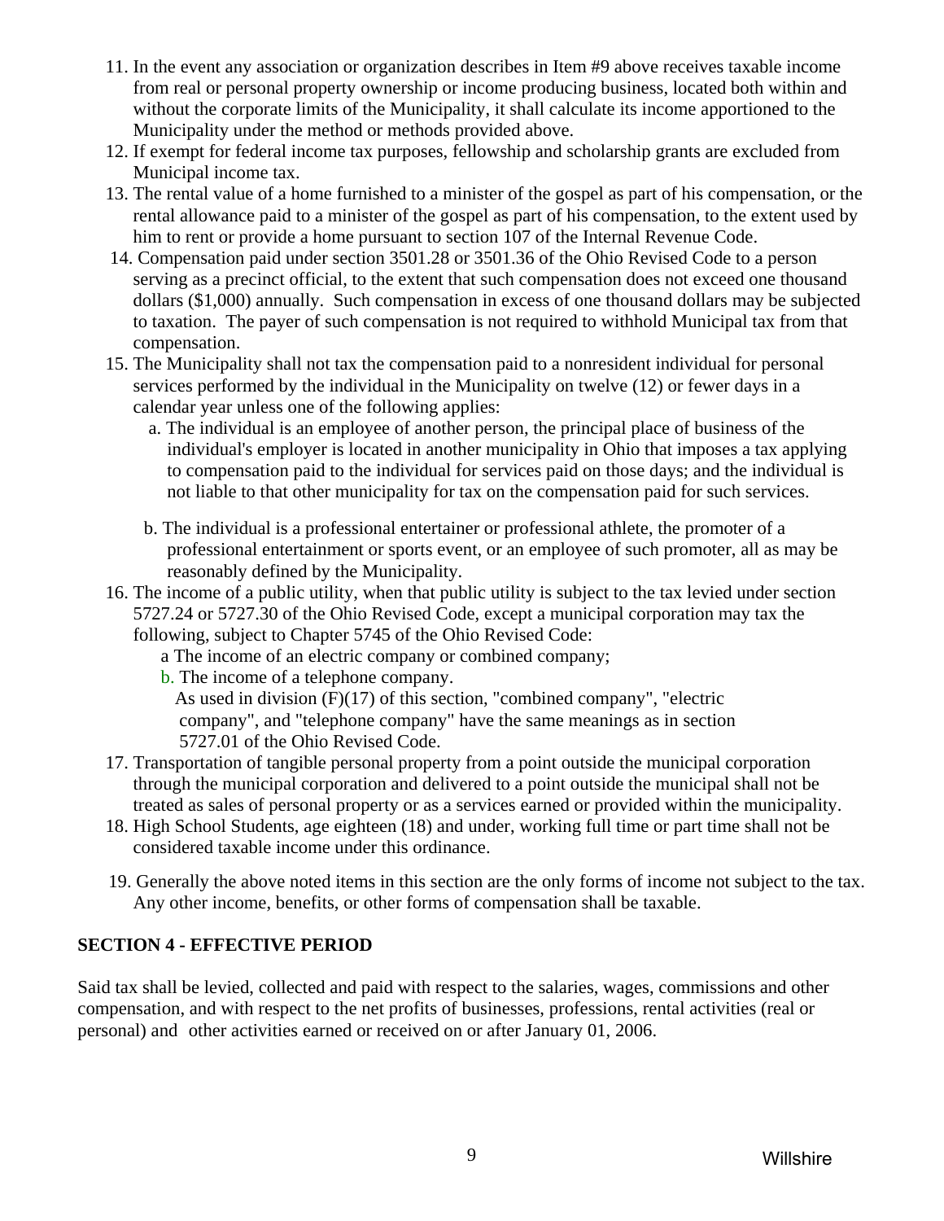11. In the event any association or organization describes in Item #9 above receives taxable income from real or personal property ownership or income producing business, located both within and without the corporate limits of the Municipality, it shall calculate its income apportioned to the Municipality under the method or methods provided above.
12. If exempt for federal income tax purposes, fellowship and scholarship grants are excluded from Municipal income tax.
13. The rental value of a home furnished to a minister of the gospel as part of his compensation, or the rental allowance paid to a minister of the gospel as part of his compensation, to the extent used by him to rent or provide a home pursuant to section 107 of the Internal Revenue Code.
14. Compensation paid under section 3501.28 or 3501.36 of the Ohio Revised Code to a person serving as a precinct official, to the extent that such compensation does not exceed one thousand dollars ($1,000) annually. Such compensation in excess of one thousand dollars may be subjected to taxation. The payer of such compensation is not required to withhold Municipal tax from that compensation.
15. The Municipality shall not tax the compensation paid to a nonresident individual for personal services performed by the individual in the Municipality on twelve (12) or fewer days in a calendar year unless one of the following applies:
    a. The individual is an employee of another person, the principal place of business of the individual's employer is located in another municipality in Ohio that imposes a tax applying to compensation paid to the individual for services paid on those days; and the individual is not liable to that other municipality for tax on the compensation paid for such services.

    b. The individual is a professional entertainer or professional athlete, the promoter of a professional entertainment or sports event, or an employee of such promoter, all as may be reasonably defined by the Municipality.
16. The income of a public utility, when that public utility is subject to the tax levied under section 5727.24 or 5727.30 of the Ohio Revised Code, except a municipal corporation may tax the following, subject to Chapter 5745 of the Ohio Revised Code:
    a The income of an electric company or combined company;
    b. The income of a telephone company.
    As used in division (F)(17) of this section, "combined company", "electric company", and "telephone company" have the same meanings as in section 5727.01 of the Ohio Revised Code.
17. Transportation of tangible personal property from a point outside the municipal corporation through the municipal corporation and delivered to a point outside the municipal shall not be treated as sales of personal property or as a services earned or provided within the municipality.
18. High School Students, age eighteen (18) and under, working full time or part time shall not be considered taxable income under this ordinance.
19. Generally the above noted items in this section are the only forms of income not subject to the tax. Any other income, benefits, or other forms of compensation shall be taxable.

## SECTION 4 - EFFECTIVE PERIOD

Said tax shall be levied, collected and paid with respect to the salaries, wages, commissions and other compensation, and with respect to the net profits of businesses, professions, rental activities (real or personal) and other activities earned or received on or after January 01, 2006.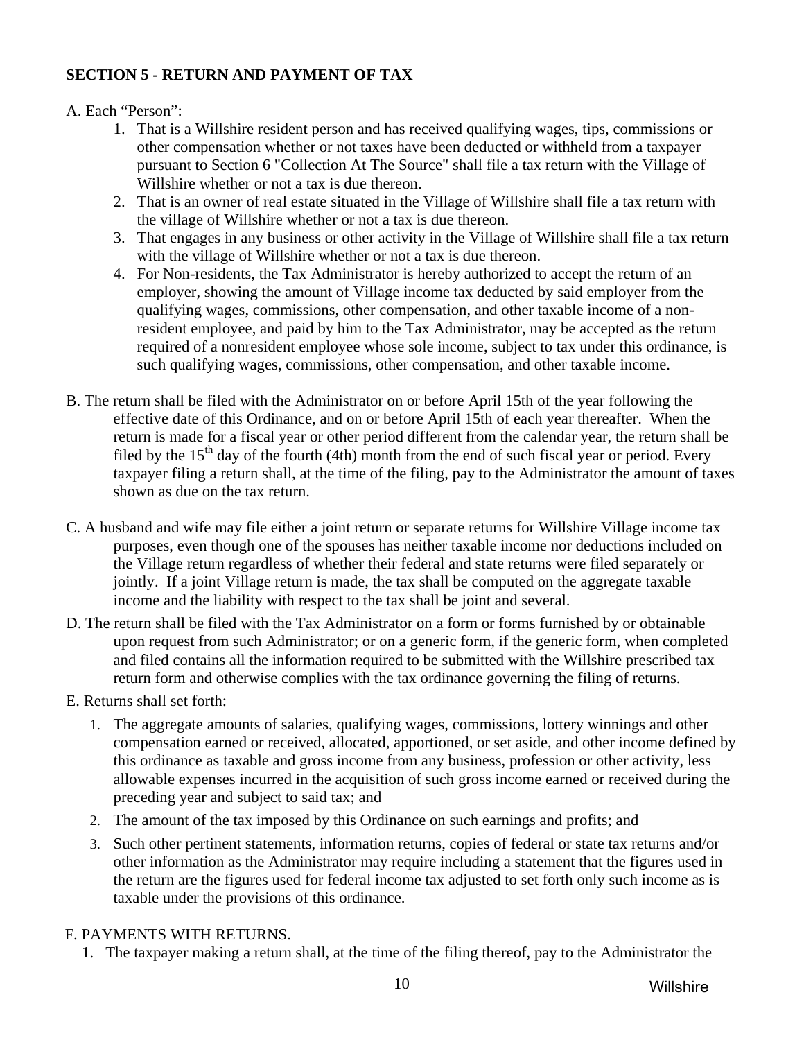**SECTION 5 - RETURN AND PAYMENT OF TAX**

A. Each "Person":

1. That is a Willshire resident person and has received qualifying wages, tips, commissions or other compensation whether or not taxes have been deducted or withheld from a taxpayer pursuant to Section 6 "Collection At The Source" shall file a tax return with the Village of Willshire whether or not a tax is due thereon.
2. That is an owner of real estate situated in the Village of Willshire shall file a tax return with the village of Willshire whether or not a tax is due thereon.
3. That engages in any business or other activity in the Village of Willshire shall file a tax return with the village of Willshire whether or not a tax is due thereon.
4. For Non-residents, the Tax Administrator is hereby authorized to accept the return of an employer, showing the amount of Village income tax deducted by said employer from the qualifying wages, commissions, other compensation, and other taxable income of a non-resident employee, and paid by him to the Tax Administrator, may be accepted as the return required of a nonresident employee whose sole income, subject to tax under this ordinance, is such qualifying wages, commissions, other compensation, and other taxable income.

B. The return shall be filed with the Administrator on or before April 15th of the year following the effective date of this Ordinance, and on or before April 15th of each year thereafter. When the return is made for a fiscal year or other period different from the calendar year, the return shall be filed by the 15th day of the fourth (4th) month from the end of such fiscal year or period. Every taxpayer filing a return shall, at the time of the filing, pay to the Administrator the amount of taxes shown as due on the tax return.

C. A husband and wife may file either a joint return or separate returns for Willshire Village income tax purposes, even though one of the spouses has neither taxable income nor deductions included on the Village return regardless of whether their federal and state returns were filed separately or jointly. If a joint Village return is made, the tax shall be computed on the aggregate taxable income and the liability with respect to the tax shall be joint and several.

D. The return shall be filed with the Tax Administrator on a form or forms furnished by or obtainable upon request from such Administrator; or on a generic form, if the generic form, when completed and filed contains all the information required to be submitted with the Willshire prescribed tax return form and otherwise complies with the tax ordinance governing the filing of returns.

E. Returns shall set forth:

1. The aggregate amounts of salaries, qualifying wages, commissions, lottery winnings and other compensation earned or received, allocated, apportioned, or set aside, and other income defined by this ordinance as taxable and gross income from any business, profession or other activity, less allowable expenses incurred in the acquisition of such gross income earned or received during the preceding year and subject to said tax; and
2. The amount of the tax imposed by this Ordinance on such earnings and profits; and
3. Such other pertinent statements, information returns, copies of federal or state tax returns and/or other information as the Administrator may require including a statement that the figures used in the return are the figures used for federal income tax adjusted to set forth only such income as is taxable under the provisions of this ordinance.

F. PAYMENTS WITH RETURNS.

1. The taxpayer making a return shall, at the time of the filing thereof, pay to the Administrator the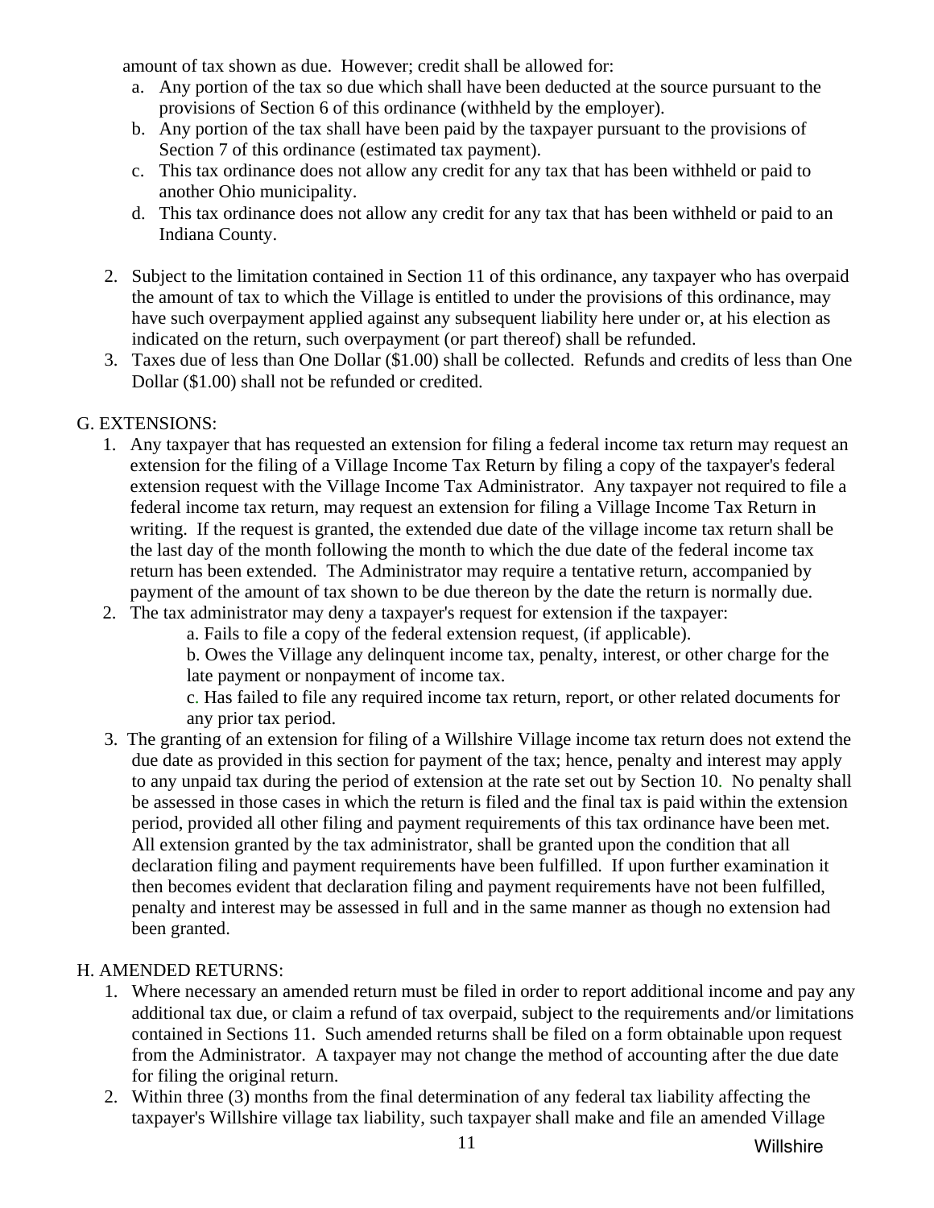amount of tax shown as due. However; credit shall be allowed for:

a. Any portion of the tax so due which shall have been deducted at the source pursuant to the provisions of Section 6 of this ordinance (withheld by the employer).
b. Any portion of the tax shall have been paid by the taxpayer pursuant to the provisions of Section 7 of this ordinance (estimated tax payment).
c. This tax ordinance does not allow any credit for any tax that has been withheld or paid to another Ohio municipality.
d. This tax ordinance does not allow any credit for any tax that has been withheld or paid to an Indiana County.

2. Subject to the limitation contained in Section 11 of this ordinance, any taxpayer who has overpaid the amount of tax to which the Village is entitled to under the provisions of this ordinance, may have such overpayment applied against any subsequent liability here under or, at his election as indicated on the return, such overpayment (or part thereof) shall be refunded.
3. Taxes due of less than One Dollar ($1.00) shall be collected. Refunds and credits of less than One Dollar ($1.00) shall not be refunded or credited.

G. EXTENSIONS:

1. Any taxpayer that has requested an extension for filing a federal income tax return may request an extension for the filing of a Village Income Tax Return by filing a copy of the taxpayer's federal extension request with the Village Income Tax Administrator. Any taxpayer not required to file a federal income tax return, may request an extension for filing a Village Income Tax Return in writing. If the request is granted, the extended due date of the village income tax return shall be the last day of the month following the month to which the due date of the federal income tax return has been extended. The Administrator may require a tentative return, accompanied by payment of the amount of tax shown to be due thereon by the date the return is normally due.
2. The tax administrator may deny a taxpayer's request for extension if the taxpayer:
   a. Fails to file a copy of the federal extension request, (if applicable).
   b. Owes the Village any delinquent income tax, penalty, interest, or other charge for the late payment or nonpayment of income tax.
   c. Has failed to file any required income tax return, report, or other related documents for any prior tax period.
3. The granting of an extension for filing of a Willshire Village income tax return does not extend the due date as provided in this section for payment of the tax; hence, penalty and interest may apply to any unpaid tax during the period of extension at the rate set out by Section 10. No penalty shall be assessed in those cases in which the return is filed and the final tax is paid within the extension period, provided all other filing and payment requirements of this tax ordinance have been met. All extension granted by the tax administrator, shall be granted upon the condition that all declaration filing and payment requirements have been fulfilled. If upon further examination it then becomes evident that declaration filing and payment requirements have not been fulfilled, penalty and interest may be assessed in full and in the same manner as though no extension had been granted.

H. AMENDED RETURNS:

1. Where necessary an amended return must be filed in order to report additional income and pay any additional tax due, or claim a refund of tax overpaid, subject to the requirements and/or limitations contained in Sections 11. Such amended returns shall be filed on a form obtainable upon request from the Administrator. A taxpayer may not change the method of accounting after the due date for filing the original return.
2. Within three (3) months from the final determination of any federal tax liability affecting the taxpayer's Willshire village tax liability, such taxpayer shall make and file an amended Village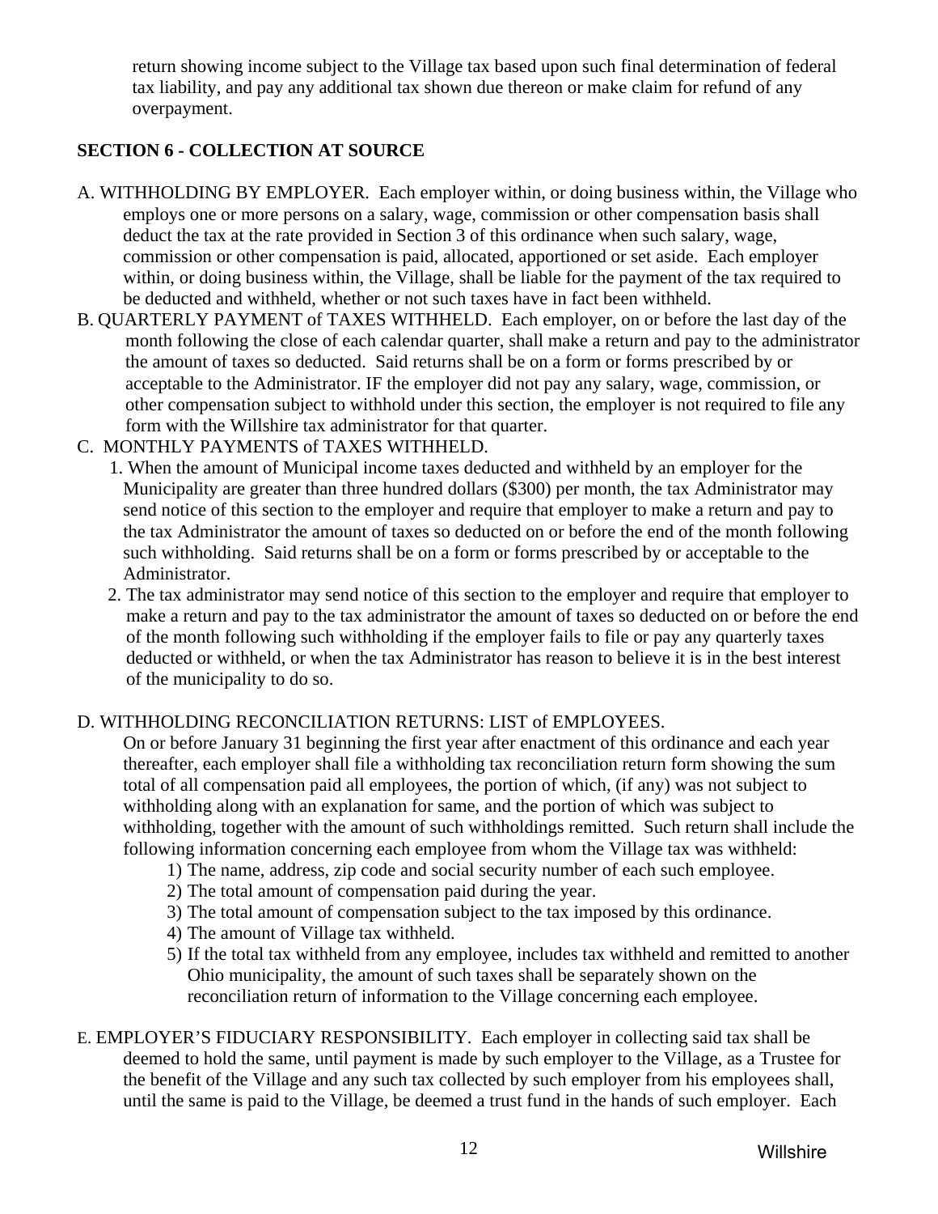return showing income subject to the Village tax based upon such final determination of federal tax liability, and pay any additional tax shown due thereon or make claim for refund of any overpayment.

## SECTION 6 - COLLECTION AT SOURCE

A. WITHHOLDING BY EMPLOYER. Each employer within, or doing business within, the Village who employs one or more persons on a salary, wage, commission or other compensation basis shall deduct the tax at the rate provided in Section 3 of this ordinance when such salary, wage, commission or other compensation is paid, allocated, apportioned or set aside. Each employer within, or doing business within, the Village, shall be liable for the payment of the tax required to be deducted and withheld, whether or not such taxes have in fact been withheld.

B. QUARTERLY PAYMENT of TAXES WITHHELD. Each employer, on or before the last day of the month following the close of each calendar quarter, shall make a return and pay to the administrator the amount of taxes so deducted. Said returns shall be on a form or forms prescribed by or acceptable to the Administrator. IF the employer did not pay any salary, wage, commission, or other compensation subject to withhold under this section, the employer is not required to file any form with the Willshire tax administrator for that quarter.

C. MONTHLY PAYMENTS of TAXES WITHHELD.

1. When the amount of Municipal income taxes deducted and withheld by an employer for the Municipality are greater than three hundred dollars ($300) per month, the tax Administrator may send notice of this section to the employer and require that employer to make a return and pay to the tax Administrator the amount of taxes so deducted on or before the end of the month following such withholding. Said returns shall be on a form or forms prescribed by or acceptable to the Administrator.
2. The tax administrator may send notice of this section to the employer and require that employer to make a return and pay to the tax administrator the amount of taxes so deducted on or before the end of the month following such withholding if the employer fails to file or pay any quarterly taxes deducted or withheld, or when the tax Administrator has reason to believe it is in the best interest of the municipality to do so.

D. WITHHOLDING RECONCILIATION RETURNS: LIST of EMPLOYEES.

On or before January 31 beginning the first year after enactment of this ordinance and each year thereafter, each employer shall file a withholding tax reconciliation return form showing the sum total of all compensation paid all employees, the portion of which, (if any) was not subject to withholding along with an explanation for same, and the portion of which was subject to withholding, together with the amount of such withholdings remitted. Such return shall include the following information concerning each employee from whom the Village tax was withheld:

1) The name, address, zip code and social security number of each such employee.
2) The total amount of compensation paid during the year.
3) The total amount of compensation subject to the tax imposed by this ordinance.
4) The amount of Village tax withheld.
5) If the total tax withheld from any employee, includes tax withheld and remitted to another Ohio municipality, the amount of such taxes shall be separately shown on the reconciliation return of information to the Village concerning each employee.

E. EMPLOYER'S FIDUCIARY RESPONSIBILITY. Each employer in collecting said tax shall be deemed to hold the same, until payment is made by such employer to the Village, as a Trustee for the benefit of the Village and any such tax collected by such employer from his employees shall, until the same is paid to the Village, be deemed a trust fund in the hands of such employer. Each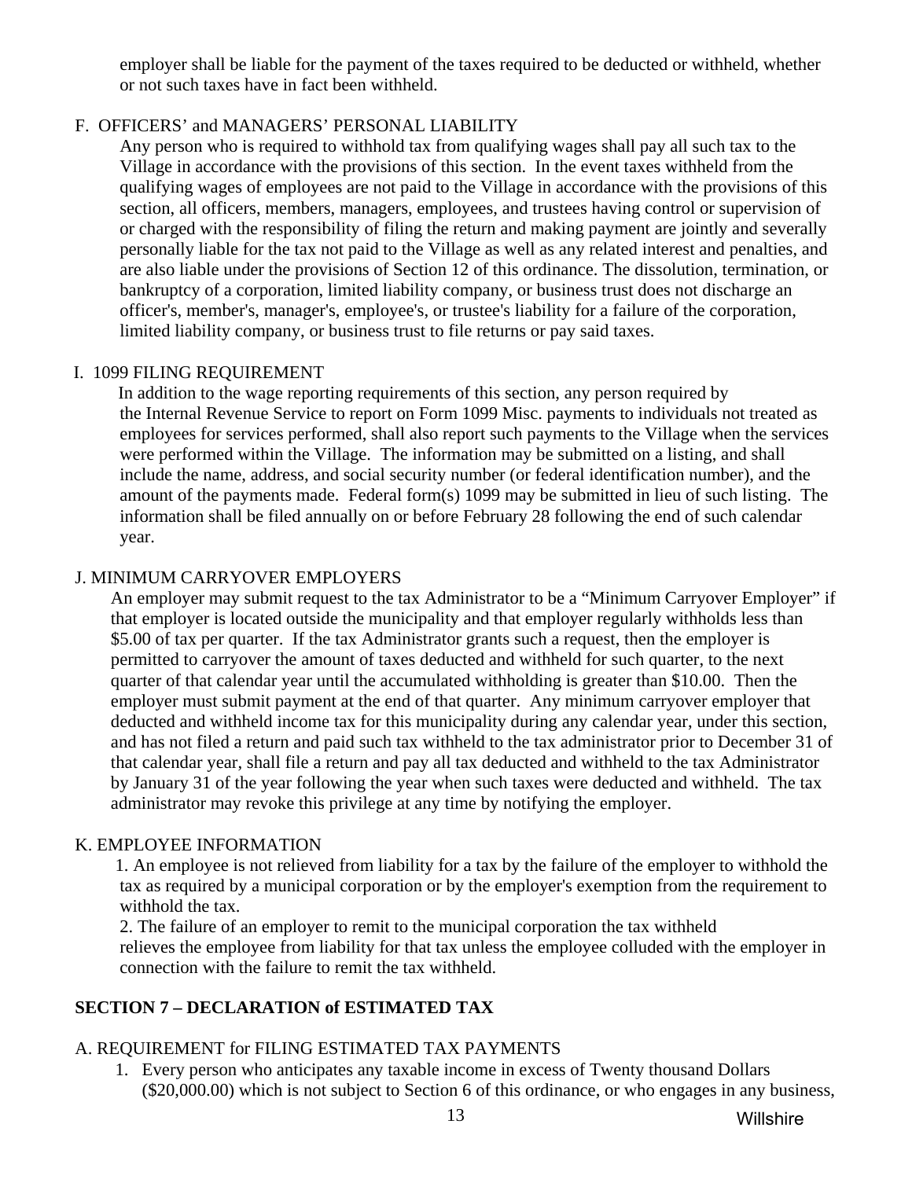employer shall be liable for the payment of the taxes required to be deducted or withheld, whether or not such taxes have in fact been withheld.

F. OFFICERS' and MANAGERS' PERSONAL LIABILITY

Any person who is required to withhold tax from qualifying wages shall pay all such tax to the Village in accordance with the provisions of this section. In the event taxes withheld from the qualifying wages of employees are not paid to the Village in accordance with the provisions of this section, all officers, members, managers, employees, and trustees having control or supervision of or charged with the responsibility of filing the return and making payment are jointly and severally personally liable for the tax not paid to the Village as well as any related interest and penalties, and are also liable under the provisions of Section 12 of this ordinance. The dissolution, termination, or bankruptcy of a corporation, limited liability company, or business trust does not discharge an officer's, member's, manager's, employee's, or trustee's liability for a failure of the corporation, limited liability company, or business trust to file returns or pay said taxes.

I. 1099 FILING REQUIREMENT

In addition to the wage reporting requirements of this section, any person required by the Internal Revenue Service to report on Form 1099 Misc. payments to individuals not treated as employees for services performed, shall also report such payments to the Village when the services were performed within the Village. The information may be submitted on a listing, and shall include the name, address, and social security number (or federal identification number), and the amount of the payments made. Federal form(s) 1099 may be submitted in lieu of such listing. The information shall be filed annually on or before February 28 following the end of such calendar year.

J. MINIMUM CARRYOVER EMPLOYERS

An employer may submit request to the tax Administrator to be a "Minimum Carryover Employer" if that employer is located outside the municipality and that employer regularly withholds less than $5.00 of tax per quarter. If the tax Administrator grants such a request, then the employer is permitted to carryover the amount of taxes deducted and withheld for such quarter, to the next quarter of that calendar year until the accumulated withholding is greater than $10.00. Then the employer must submit payment at the end of that quarter. Any minimum carryover employer that deducted and withheld income tax for this municipality during any calendar year, under this section, and has not filed a return and paid such tax withheld to the tax administrator prior to December 31 of that calendar year, shall file a return and pay all tax deducted and withheld to the tax Administrator by January 31 of the year following the year when such taxes were deducted and withheld. The tax administrator may revoke this privilege at any time by notifying the employer.

K. EMPLOYEE INFORMATION

1. An employee is not relieved from liability for a tax by the failure of the employer to withhold the tax as required by a municipal corporation or by the employer's exemption from the requirement to withhold the tax.
2. The failure of an employer to remit to the municipal corporation the tax withheld relieves the employee from liability for that tax unless the employee colluded with the employer in connection with the failure to remit the tax withheld.

## SECTION 7 – DECLARATION of ESTIMATED TAX

A. REQUIREMENT for FILING ESTIMATED TAX PAYMENTS

1. Every person who anticipates any taxable income in excess of Twenty thousand Dollars ($20,000.00) which is not subject to Section 6 of this ordinance, or who engages in any business,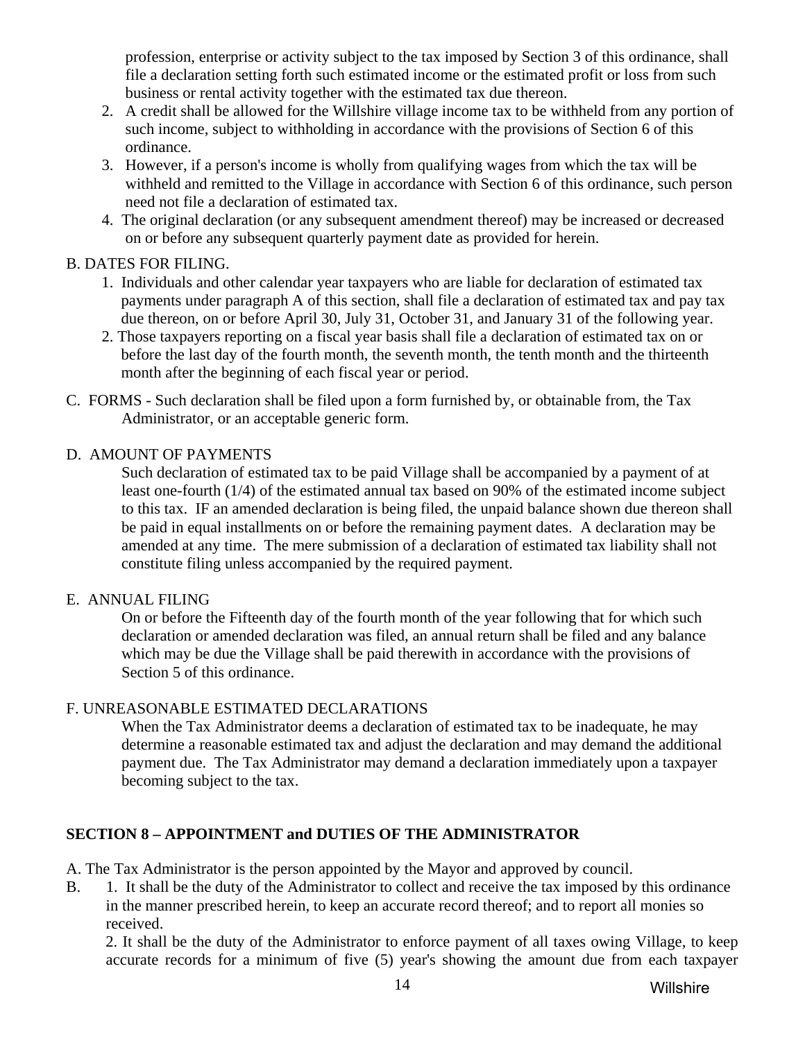profession, enterprise or activity subject to the tax imposed by Section 3 of this ordinance, shall file a declaration setting forth such estimated income or the estimated profit or loss from such business or rental activity together with the estimated tax due thereon.

2. A credit shall be allowed for the Willshire village income tax to be withheld from any portion of such income, subject to withholding in accordance with the provisions of Section 6 of this ordinance.
3. However, if a person's income is wholly from qualifying wages from which the tax will be withheld and remitted to the Village in accordance with Section 6 of this ordinance, such person need not file a declaration of estimated tax.
4. The original declaration (or any subsequent amendment thereof) may be increased or decreased on or before any subsequent quarterly payment date as provided for herein.

B. DATES FOR FILING.

1. Individuals and other calendar year taxpayers who are liable for declaration of estimated tax payments under paragraph A of this section, shall file a declaration of estimated tax and pay tax due thereon, on or before April 30, July 31, October 31, and January 31 of the following year.
2. Those taxpayers reporting on a fiscal year basis shall file a declaration of estimated tax on or before the last day of the fourth month, the seventh month, the tenth month and the thirteenth month after the beginning of each fiscal year or period.

C. FORMS - Such declaration shall be filed upon a form furnished by, or obtainable from, the Tax Administrator, or an acceptable generic form.

D. AMOUNT OF PAYMENTS

Such declaration of estimated tax to be paid Village shall be accompanied by a payment of at least one-fourth (1/4) of the estimated annual tax based on 90% of the estimated income subject to this tax. IF an amended declaration is being filed, the unpaid balance shown due thereon shall be paid in equal installments on or before the remaining payment dates. A declaration may be amended at any time. The mere submission of a declaration of estimated tax liability shall not constitute filing unless accompanied by the required payment.

E. ANNUAL FILING

On or before the Fifteenth day of the fourth month of the year following that for which such declaration or amended declaration was filed, an annual return shall be filed and any balance which may be due the Village shall be paid therewith in accordance with the provisions of Section 5 of this ordinance.

F. UNREASONABLE ESTIMATED DECLARATIONS

When the Tax Administrator deems a declaration of estimated tax to be inadequate, he may determine a reasonable estimated tax and adjust the declaration and may demand the additional payment due. The Tax Administrator may demand a declaration immediately upon a taxpayer becoming subject to the tax.

## SECTION 8 – APPOINTMENT and DUTIES OF THE ADMINISTRATOR

A. The Tax Administrator is the person appointed by the Mayor and approved by council.

B. 1. It shall be the duty of the Administrator to collect and receive the tax imposed by this ordinance in the manner prescribed herein, to keep an accurate record thereof; and to report all monies so received.

2. It shall be the duty of the Administrator to enforce payment of all taxes owing Village, to keep accurate records for a minimum of five (5) year's showing the amount due from each taxpayer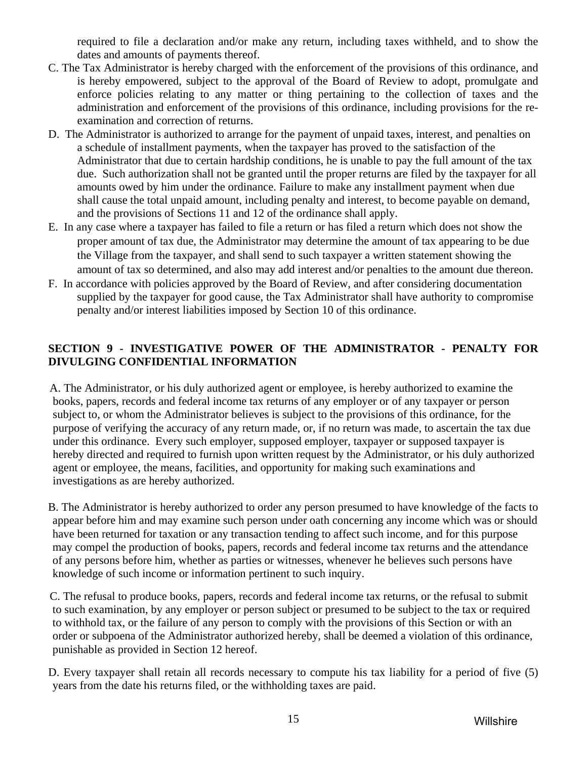required to file a declaration and/or make any return, including taxes withheld, and to show the dates and amounts of payments thereof.

C. The Tax Administrator is hereby charged with the enforcement of the provisions of this ordinance, and is hereby empowered, subject to the approval of the Board of Review to adopt, promulgate and enforce policies relating to any matter or thing pertaining to the collection of taxes and the administration and enforcement of the provisions of this ordinance, including provisions for the re-examination and correction of returns.

D. The Administrator is authorized to arrange for the payment of unpaid taxes, interest, and penalties on a schedule of installment payments, when the taxpayer has proved to the satisfaction of the Administrator that due to certain hardship conditions, he is unable to pay the full amount of the tax due. Such authorization shall not be granted until the proper returns are filed by the taxpayer for all amounts owed by him under the ordinance. Failure to make any installment payment when due shall cause the total unpaid amount, including penalty and interest, to become payable on demand, and the provisions of Sections 11 and 12 of the ordinance shall apply.

E. In any case where a taxpayer has failed to file a return or has filed a return which does not show the proper amount of tax due, the Administrator may determine the amount of tax appearing to be due the Village from the taxpayer, and shall send to such taxpayer a written statement showing the amount of tax so determined, and also may add interest and/or penalties to the amount due thereon.

F. In accordance with policies approved by the Board of Review, and after considering documentation supplied by the taxpayer for good cause, the Tax Administrator shall have authority to compromise penalty and/or interest liabilities imposed by Section 10 of this ordinance.

## SECTION 9 - INVESTIGATIVE POWER OF THE ADMINISTRATOR - PENALTY FOR DIVULGING CONFIDENTIAL INFORMATION

A. The Administrator, or his duly authorized agent or employee, is hereby authorized to examine the books, papers, records and federal income tax returns of any employer or of any taxpayer or person subject to, or whom the Administrator believes is subject to the provisions of this ordinance, for the purpose of verifying the accuracy of any return made, or, if no return was made, to ascertain the tax due under this ordinance. Every such employer, supposed employer, taxpayer or supposed taxpayer is hereby directed and required to furnish upon written request by the Administrator, or his duly authorized agent or employee, the means, facilities, and opportunity for making such examinations and investigations as are hereby authorized.

B. The Administrator is hereby authorized to order any person presumed to have knowledge of the facts to appear before him and may examine such person under oath concerning any income which was or should have been returned for taxation or any transaction tending to affect such income, and for this purpose may compel the production of books, papers, records and federal income tax returns and the attendance of any persons before him, whether as parties or witnesses, whenever he believes such persons have knowledge of such income or information pertinent to such inquiry.

C. The refusal to produce books, papers, records and federal income tax returns, or the refusal to submit to such examination, by any employer or person subject or presumed to be subject to the tax or required to withhold tax, or the failure of any person to comply with the provisions of this Section or with an order or subpoena of the Administrator authorized hereby, shall be deemed a violation of this ordinance, punishable as provided in Section 12 hereof.

D. Every taxpayer shall retain all records necessary to compute his tax liability for a period of five (5) years from the date his returns filed, or the withholding taxes are paid.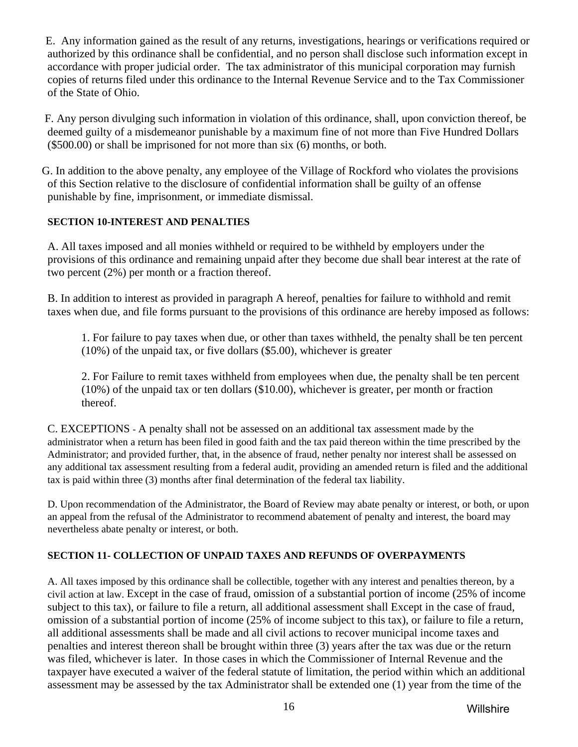E. Any information gained as the result of any returns, investigations, hearings or verifications required or authorized by this ordinance shall be confidential, and no person shall disclose such information except in accordance with proper judicial order. The tax administrator of this municipal corporation may furnish copies of returns filed under this ordinance to the Internal Revenue Service and to the Tax Commissioner of the State of Ohio.

F. Any person divulging such information in violation of this ordinance, shall, upon conviction thereof, be deemed guilty of a misdemeanor punishable by a maximum fine of not more than Five Hundred Dollars ($500.00) or shall be imprisoned for not more than six (6) months, or both.

G. In addition to the above penalty, any employee of the Village of Rockford who violates the provisions of this Section relative to the disclosure of confidential information shall be guilty of an offense punishable by fine, imprisonment, or immediate dismissal.

**SECTION 10-INTEREST AND PENALTIES**

A. All taxes imposed and all monies withheld or required to be withheld by employers under the provisions of this ordinance and remaining unpaid after they become due shall bear interest at the rate of two percent (2%) per month or a fraction thereof.

B. In addition to interest as provided in paragraph A hereof, penalties for failure to withhold and remit taxes when due, and file forms pursuant to the provisions of this ordinance are hereby imposed as follows:

1. For failure to pay taxes when due, or other than taxes withheld, the penalty shall be ten percent (10%) of the unpaid tax, or five dollars ($5.00), whichever is greater

2. For Failure to remit taxes withheld from employees when due, the penalty shall be ten percent (10%) of the unpaid tax or ten dollars ($10.00), whichever is greater, per month or fraction thereof.

C. EXCEPTIONS - A penalty shall not be assessed on an additional tax assessment made by the administrator when a return has been filed in good faith and the tax paid thereon within the time prescribed by the Administrator; and provided further, that, in the absence of fraud, nether penalty nor interest shall be assessed on any additional tax assessment resulting from a federal audit, providing an amended return is filed and the additional tax is paid within three (3) months after final determination of the federal tax liability.

D. Upon recommendation of the Administrator, the Board of Review may abate penalty or interest, or both, or upon an appeal from the refusal of the Administrator to recommend abatement of penalty and interest, the board may nevertheless abate penalty or interest, or both.

**SECTION 11- COLLECTION OF UNPAID TAXES AND REFUNDS OF OVERPAYMENTS**

A. All taxes imposed by this ordinance shall be collectible, together with any interest and penalties thereon, by a civil action at law. Except in the case of fraud, omission of a substantial portion of income (25% of income subject to this tax), or failure to file a return, all additional assessment shall Except in the case of fraud, omission of a substantial portion of income (25% of income subject to this tax), or failure to file a return, all additional assessments shall be made and all civil actions to recover municipal income taxes and penalties and interest thereon shall be brought within three (3) years after the tax was due or the return was filed, whichever is later. In those cases in which the Commissioner of Internal Revenue and the taxpayer have executed a waiver of the federal statute of limitation, the period within which an additional assessment may be assessed by the tax Administrator shall be extended one (1) year from the time of the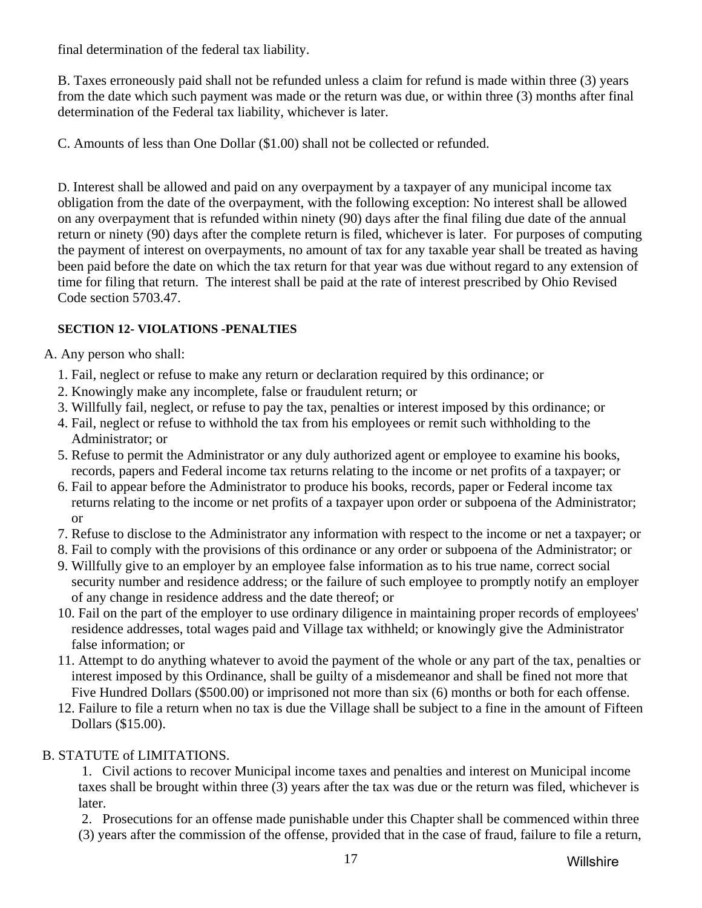final determination of the federal tax liability.

B. Taxes erroneously paid shall not be refunded unless a claim for refund is made within three (3) years from the date which such payment was made or the return was due, or within three (3) months after final determination of the Federal tax liability, whichever is later.

C. Amounts of less than One Dollar ($1.00) shall not be collected or refunded.

D. Interest shall be allowed and paid on any overpayment by a taxpayer of any municipal income tax obligation from the date of the overpayment, with the following exception: No interest shall be allowed on any overpayment that is refunded within ninety (90) days after the final filing due date of the annual return or ninety (90) days after the complete return is filed, whichever is later. For purposes of computing the payment of interest on overpayments, no amount of tax for any taxable year shall be treated as having been paid before the date on which the tax return for that year was due without regard to any extension of time for filing that return. The interest shall be paid at the rate of interest prescribed by Ohio Revised Code section 5703.47.

**SECTION 12- VIOLATIONS -PENALTIES**

A. Any person who shall:

1. Fail, neglect or refuse to make any return or declaration required by this ordinance; or
2. Knowingly make any incomplete, false or fraudulent return; or
3. Willfully fail, neglect, or refuse to pay the tax, penalties or interest imposed by this ordinance; or
4. Fail, neglect or refuse to withhold the tax from his employees or remit such withholding to the Administrator; or
5. Refuse to permit the Administrator or any duly authorized agent or employee to examine his books, records, papers and Federal income tax returns relating to the income or net profits of a taxpayer; or
6. Fail to appear before the Administrator to produce his books, records, paper or Federal income tax returns relating to the income or net profits of a taxpayer upon order or subpoena of the Administrator; or
7. Refuse to disclose to the Administrator any information with respect to the income or net a taxpayer; or
8. Fail to comply with the provisions of this ordinance or any order or subpoena of the Administrator; or
9. Willfully give to an employer by an employee false information as to his true name, correct social security number and residence address; or the failure of such employee to promptly notify an employer of any change in residence address and the date thereof; or
10. Fail on the part of the employer to use ordinary diligence in maintaining proper records of employees' residence addresses, total wages paid and Village tax withheld; or knowingly give the Administrator false information; or
11. Attempt to do anything whatever to avoid the payment of the whole or any part of the tax, penalties or interest imposed by this Ordinance, shall be guilty of a misdemeanor and shall be fined not more that Five Hundred Dollars ($500.00) or imprisoned not more than six (6) months or both for each offense.
12. Failure to file a return when no tax is due the Village shall be subject to a fine in the amount of Fifteen Dollars ($15.00).

B. STATUTE of LIMITATIONS.

1. Civil actions to recover Municipal income taxes and penalties and interest on Municipal income taxes shall be brought within three (3) years after the tax was due or the return was filed, whichever is later.
2. Prosecutions for an offense made punishable under this Chapter shall be commenced within three (3) years after the commission of the offense, provided that in the case of fraud, failure to file a return,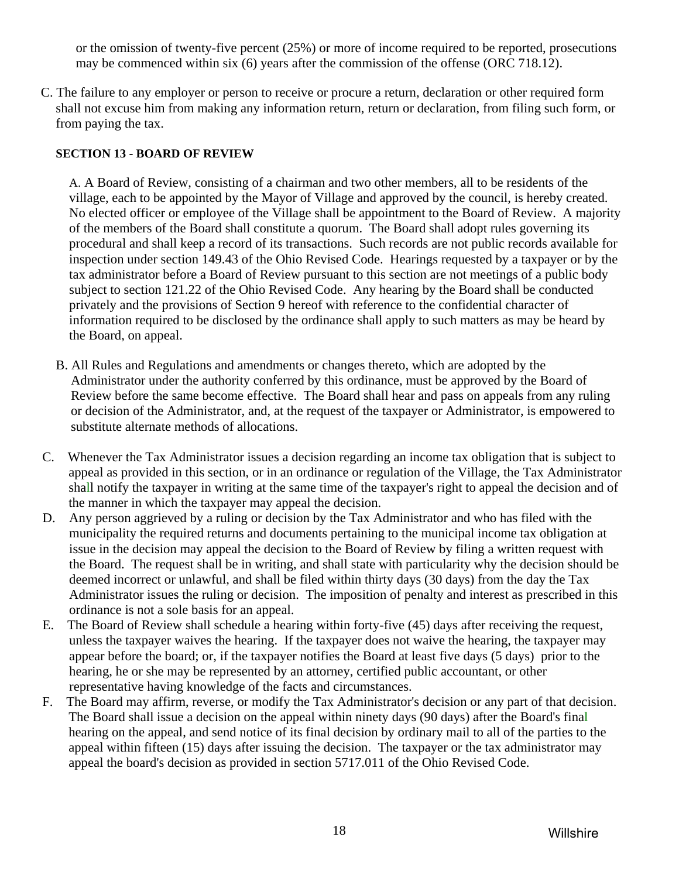or the omission of twenty-five percent (25%) or more of income required to be reported, prosecutions may be commenced within six (6) years after the commission of the offense (ORC 718.12).

C. The failure to any employer or person to receive or procure a return, declaration or other required form shall not excuse him from making any information return, return or declaration, from filing such form, or from paying the tax.

**SECTION 13 - BOARD OF REVIEW**

A. A Board of Review, consisting of a chairman and two other members, all to be residents of the village, each to be appointed by the Mayor of Village and approved by the council, is hereby created. No elected officer or employee of the Village shall be appointment to the Board of Review. A majority of the members of the Board shall constitute a quorum. The Board shall adopt rules governing its procedural and shall keep a record of its transactions. Such records are not public records available for inspection under section 149.43 of the Ohio Revised Code. Hearings requested by a taxpayer or by the tax administrator before a Board of Review pursuant to this section are not meetings of a public body subject to section 121.22 of the Ohio Revised Code. Any hearing by the Board shall be conducted privately and the provisions of Section 9 hereof with reference to the confidential character of information required to be disclosed by the ordinance shall apply to such matters as may be heard by the Board, on appeal.

B. All Rules and Regulations and amendments or changes thereto, which are adopted by the Administrator under the authority conferred by this ordinance, must be approved by the Board of Review before the same become effective. The Board shall hear and pass on appeals from any ruling or decision of the Administrator, and, at the request of the taxpayer or Administrator, is empowered to substitute alternate methods of allocations.

C. Whenever the Tax Administrator issues a decision regarding an income tax obligation that is subject to appeal as provided in this section, or in an ordinance or regulation of the Village, the Tax Administrator shall notify the taxpayer in writing at the same time of the taxpayer's right to appeal the decision and of the manner in which the taxpayer may appeal the decision.

D. Any person aggrieved by a ruling or decision by the Tax Administrator and who has filed with the municipality the required returns and documents pertaining to the municipal income tax obligation at issue in the decision may appeal the decision to the Board of Review by filing a written request with the Board. The request shall be in writing, and shall state with particularity why the decision should be deemed incorrect or unlawful, and shall be filed within thirty days (30 days) from the day the Tax Administrator issues the ruling or decision. The imposition of penalty and interest as prescribed in this ordinance is not a sole basis for an appeal.

E. The Board of Review shall schedule a hearing within forty-five (45) days after receiving the request, unless the taxpayer waives the hearing. If the taxpayer does not waive the hearing, the taxpayer may appear before the board; or, if the taxpayer notifies the Board at least five days (5 days) prior to the hearing, he or she may be represented by an attorney, certified public accountant, or other representative having knowledge of the facts and circumstances.

F. The Board may affirm, reverse, or modify the Tax Administrator's decision or any part of that decision. The Board shall issue a decision on the appeal within ninety days (90 days) after the Board's final hearing on the appeal, and send notice of its final decision by ordinary mail to all of the parties to the appeal within fifteen (15) days after issuing the decision. The taxpayer or the tax administrator may appeal the board's decision as provided in section 5717.011 of the Ohio Revised Code.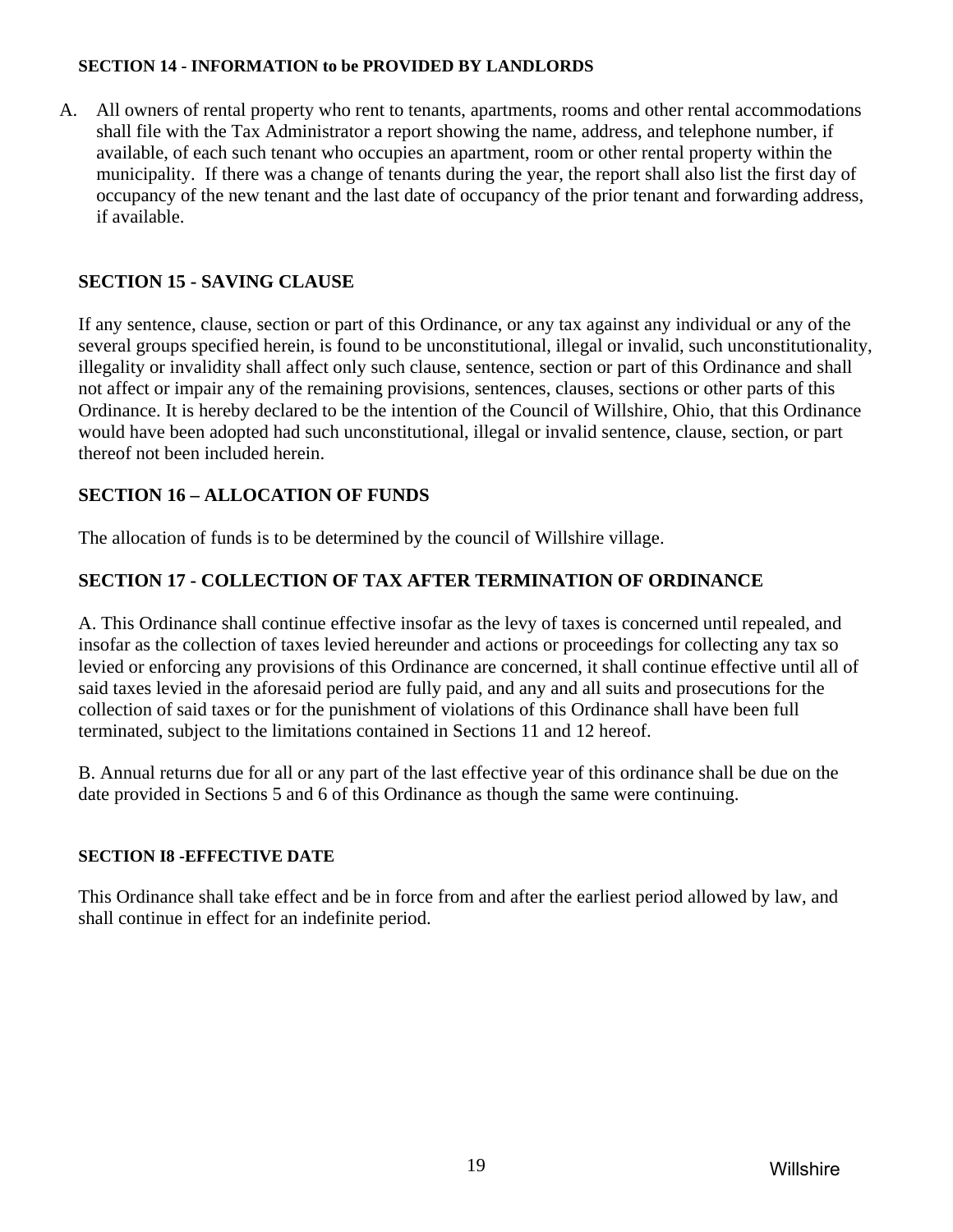### SECTION 14 - INFORMATION to be PROVIDED BY LANDLORDS

A. All owners of rental property who rent to tenants, apartments, rooms and other rental accommodations shall file with the Tax Administrator a report showing the name, address, and telephone number, if available, of each such tenant who occupies an apartment, room or other rental property within the municipality. If there was a change of tenants during the year, the report shall also list the first day of occupancy of the new tenant and the last date of occupancy of the prior tenant and forwarding address, if available.

### SECTION 15 - SAVING CLAUSE

If any sentence, clause, section or part of this Ordinance, or any tax against any individual or any of the several groups specified herein, is found to be unconstitutional, illegal or invalid, such unconstitutionality, illegality or invalidity shall affect only such clause, sentence, section or part of this Ordinance and shall not affect or impair any of the remaining provisions, sentences, clauses, sections or other parts of this Ordinance. It is hereby declared to be the intention of the Council of Willshire, Ohio, that this Ordinance would have been adopted had such unconstitutional, illegal or invalid sentence, clause, section, or part thereof not been included herein.

### SECTION 16 – ALLOCATION OF FUNDS

The allocation of funds is to be determined by the council of Willshire village.

### SECTION 17 - COLLECTION OF TAX AFTER TERMINATION OF ORDINANCE

A. This Ordinance shall continue effective insofar as the levy of taxes is concerned until repealed, and insofar as the collection of taxes levied hereunder and actions or proceedings for collecting any tax so levied or enforcing any provisions of this Ordinance are concerned, it shall continue effective until all of said taxes levied in the aforesaid period are fully paid, and any and all suits and prosecutions for the collection of said taxes or for the punishment of violations of this Ordinance shall have been full terminated, subject to the limitations contained in Sections 11 and 12 hereof.

B. Annual returns due for all or any part of the last effective year of this ordinance shall be due on the date provided in Sections 5 and 6 of this Ordinance as though the same were continuing.

### SECTION I8 -EFFECTIVE DATE

This Ordinance shall take effect and be in force from and after the earliest period allowed by law, and shall continue in effect for an indefinite period.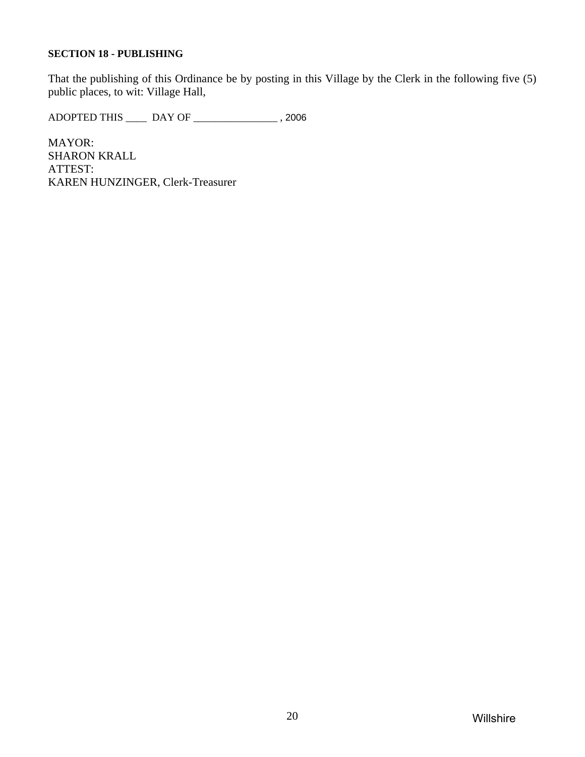**SECTION 18 - PUBLISHING**

That the publishing of this Ordinance be by posting in this Village by the Clerk in the following five (5) public places, to wit: Village Hall,

ADOPTED THIS ____ DAY OF ________________ , 2006

MAYOR:
SHARON KRALL
ATTEST:
KAREN HUNZINGER, Clerk-Treasurer